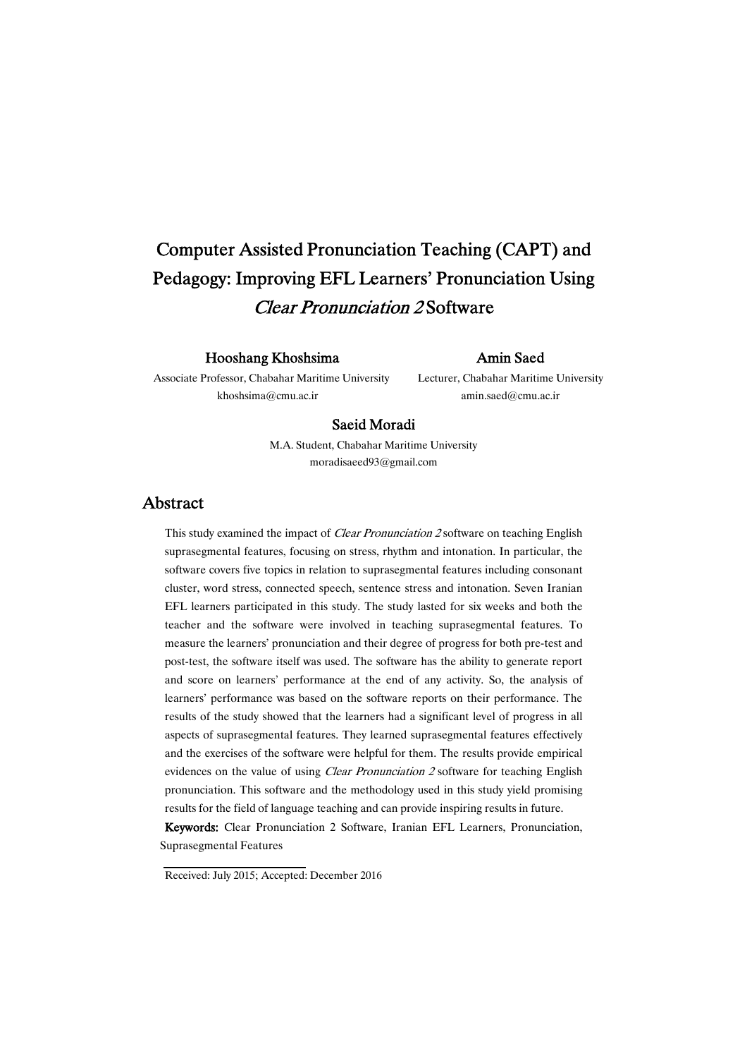# Computer Assisted Pronunciation Teaching (CAPT) and Pedagogy: Improving EFL Learners' Pronunciation Using *Clear Pronunciation 2* Software

**Hooshang Khoshsima**
Associate Professor, Chabahar Maritime University
khoshsima@cmu.ac.ir

**Amin Saed**
Lecturer, Chabahar Maritime University
amin.saed@cmu.ac.ir

**Saeid Moradi**
M.A. Student, Chabahar Maritime University
moradisaeed93@gmail.com

## Abstract

This study examined the impact of *Clear Pronunciation 2* software on teaching English suprasegmental features, focusing on stress, rhythm and intonation. In particular, the software covers five topics in relation to suprasegmental features including consonant cluster, word stress, connected speech, sentence stress and intonation. Seven Iranian EFL learners participated in this study. The study lasted for six weeks and both the teacher and the software were involved in teaching suprasegmental features. To measure the learners' pronunciation and their degree of progress for both pre-test and post-test, the software itself was used. The software has the ability to generate report and score on learners' performance at the end of any activity. So, the analysis of learners' performance was based on the software reports on their performance. The results of the study showed that the learners had a significant level of progress in all aspects of suprasegmental features. They learned suprasegmental features effectively and the exercises of the software were helpful for them. The results provide empirical evidences on the value of using *Clear Pronunciation 2* software for teaching English pronunciation. This software and the methodology used in this study yield promising results for the field of language teaching and can provide inspiring results in future.

**Keywords:** Clear Pronunciation 2 Software, Iranian EFL Learners, Pronunciation, Suprasegmental Features

Received: July 2015; Accepted: December 2016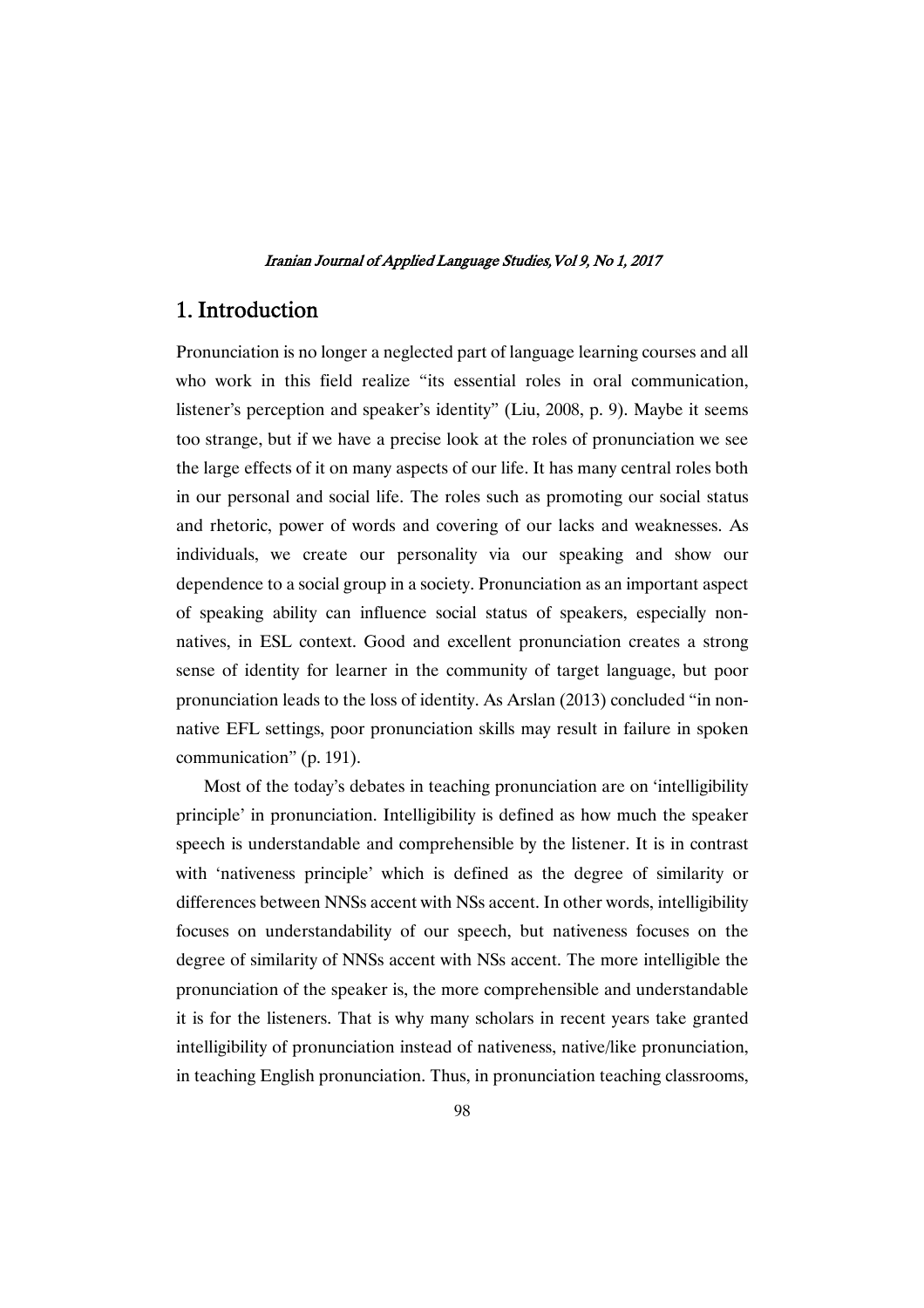# 1. Introduction

Pronunciation is no longer a neglected part of language learning courses and all who work in this field realize "its essential roles in oral communication, listener's perception and speaker's identity" (Liu, 2008, p. 9). Maybe it seems too strange, but if we have a precise look at the roles of pronunciation we see the large effects of it on many aspects of our life. It has many central roles both in our personal and social life. The roles such as promoting our social status and rhetoric, power of words and covering of our lacks and weaknesses. As individuals, we create our personality via our speaking and show our dependence to a social group in a society. Pronunciation as an important aspect of speaking ability can influence social status of speakers, especially non-natives, in ESL context. Good and excellent pronunciation creates a strong sense of identity for learner in the community of target language, but poor pronunciation leads to the loss of identity. As Arslan (2013) concluded "in non-native EFL settings, poor pronunciation skills may result in failure in spoken communication" (p. 191).

Most of the today's debates in teaching pronunciation are on 'intelligibility principle' in pronunciation. Intelligibility is defined as how much the speaker speech is understandable and comprehensible by the listener. It is in contrast with 'nativeness principle' which is defined as the degree of similarity or differences between NNSs accent with NSs accent. In other words, intelligibility focuses on understandability of our speech, but nativeness focuses on the degree of similarity of NNSs accent with NSs accent. The more intelligible the pronunciation of the speaker is, the more comprehensible and understandable it is for the listeners. That is why many scholars in recent years take granted intelligibility of pronunciation instead of nativeness, native/like pronunciation, in teaching English pronunciation. Thus, in pronunciation teaching classrooms,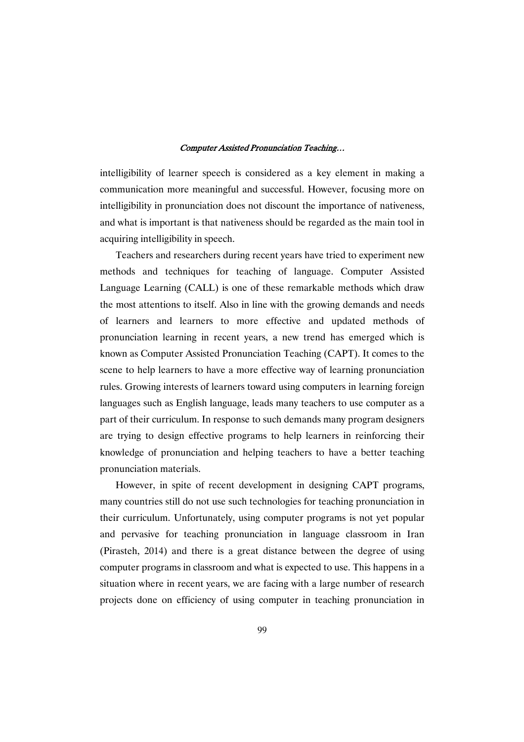intelligibility of learner speech is considered as a key element in making a communication more meaningful and successful. However, focusing more on intelligibility in pronunciation does not discount the importance of nativeness, and what is important is that nativeness should be regarded as the main tool in acquiring intelligibility in speech.

Teachers and researchers during recent years have tried to experiment new methods and techniques for teaching of language. Computer Assisted Language Learning (CALL) is one of these remarkable methods which draw the most attentions to itself. Also in line with the growing demands and needs of learners and learners to more effective and updated methods of pronunciation learning in recent years, a new trend has emerged which is known as Computer Assisted Pronunciation Teaching (CAPT). It comes to the scene to help learners to have a more effective way of learning pronunciation rules. Growing interests of learners toward using computers in learning foreign languages such as English language, leads many teachers to use computer as a part of their curriculum. In response to such demands many program designers are trying to design effective programs to help learners in reinforcing their knowledge of pronunciation and helping teachers to have a better teaching pronunciation materials.

However, in spite of recent development in designing CAPT programs, many countries still do not use such technologies for teaching pronunciation in their curriculum. Unfortunately, using computer programs is not yet popular and pervasive for teaching pronunciation in language classroom in Iran (Pirasteh, 2014) and there is a great distance between the degree of using computer programs in classroom and what is expected to use. This happens in a situation where in recent years, we are facing with a large number of research projects done on efficiency of using computer in teaching pronunciation in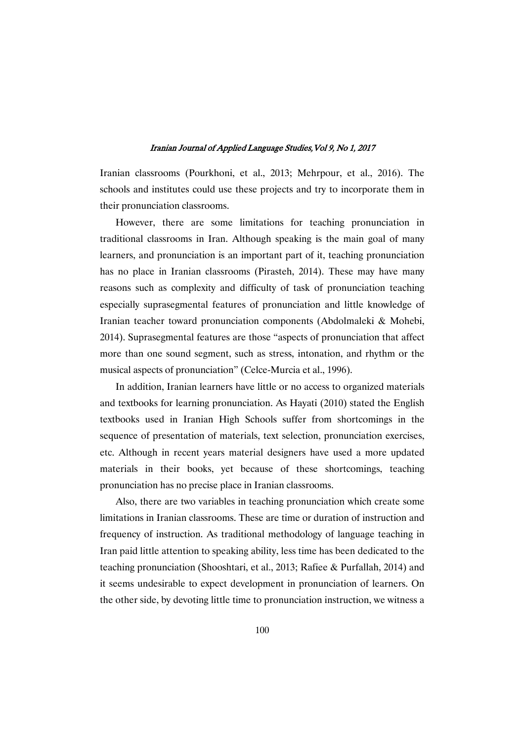Iranian classrooms (Pourkhoni, et al., 2013; Mehrpour, et al., 2016). The schools and institutes could use these projects and try to incorporate them in their pronunciation classrooms.

However, there are some limitations for teaching pronunciation in traditional classrooms in Iran. Although speaking is the main goal of many learners, and pronunciation is an important part of it, teaching pronunciation has no place in Iranian classrooms (Pirasteh, 2014). These may have many reasons such as complexity and difficulty of task of pronunciation teaching especially suprasegmental features of pronunciation and little knowledge of Iranian teacher toward pronunciation components (Abdolmaleki & Mohebi, 2014). Suprasegmental features are those "aspects of pronunciation that affect more than one sound segment, such as stress, intonation, and rhythm or the musical aspects of pronunciation" (Celce-Murcia et al., 1996).

In addition, Iranian learners have little or no access to organized materials and textbooks for learning pronunciation. As Hayati (2010) stated the English textbooks used in Iranian High Schools suffer from shortcomings in the sequence of presentation of materials, text selection, pronunciation exercises, etc. Although in recent years material designers have used a more updated materials in their books, yet because of these shortcomings, teaching pronunciation has no precise place in Iranian classrooms.

Also, there are two variables in teaching pronunciation which create some limitations in Iranian classrooms. These are time or duration of instruction and frequency of instruction. As traditional methodology of language teaching in Iran paid little attention to speaking ability, less time has been dedicated to the teaching pronunciation (Shooshtari, et al., 2013; Rafiee & Purfallah, 2014) and it seems undesirable to expect development in pronunciation of learners. On the other side, by devoting little time to pronunciation instruction, we witness a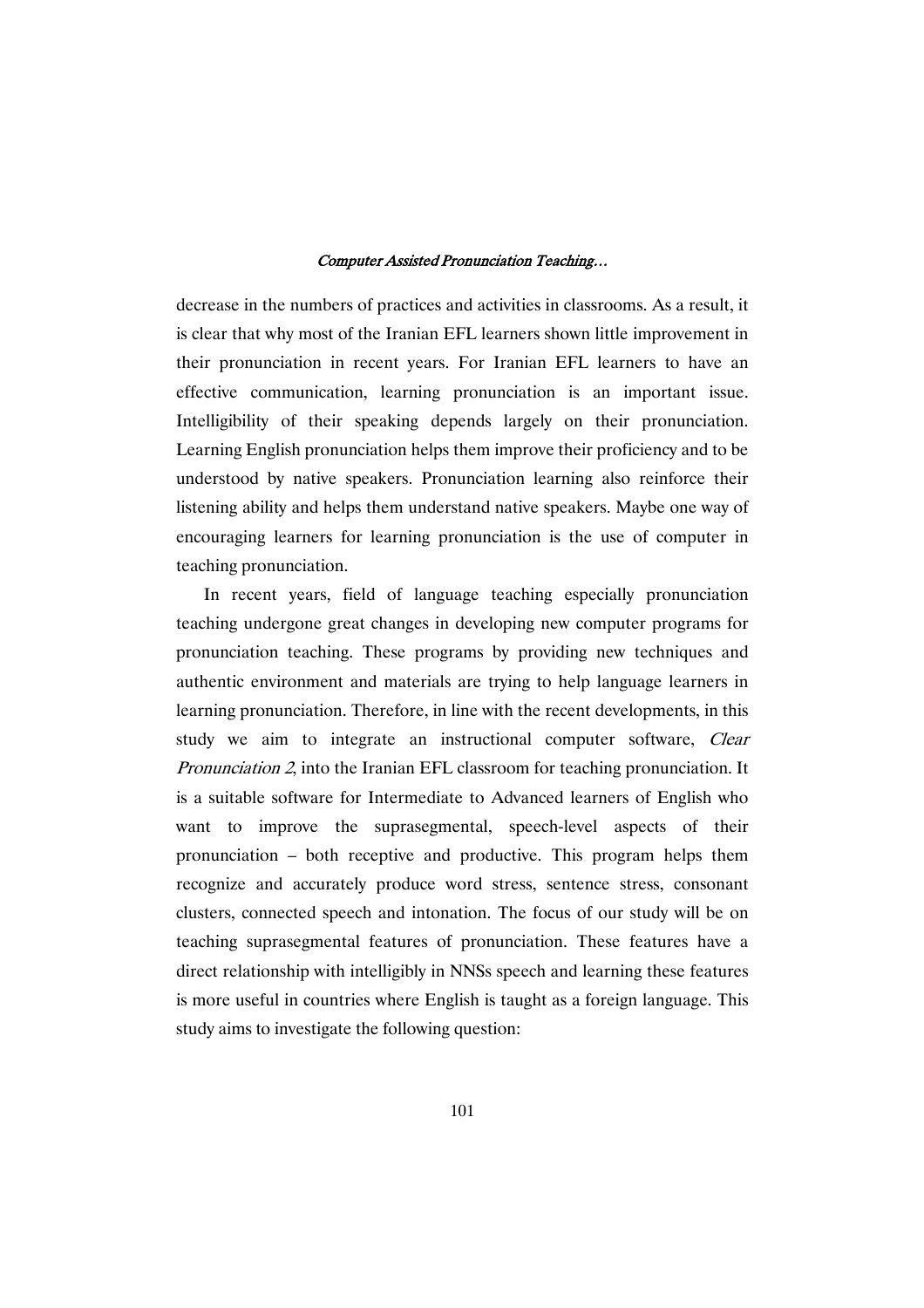decrease in the numbers of practices and activities in classrooms. As a result, it is clear that why most of the Iranian EFL learners shown little improvement in their pronunciation in recent years. For Iranian EFL learners to have an effective communication, learning pronunciation is an important issue. Intelligibility of their speaking depends largely on their pronunciation. Learning English pronunciation helps them improve their proficiency and to be understood by native speakers. Pronunciation learning also reinforce their listening ability and helps them understand native speakers. Maybe one way of encouraging learners for learning pronunciation is the use of computer in teaching pronunciation.

In recent years, field of language teaching especially pronunciation teaching undergone great changes in developing new computer programs for pronunciation teaching. These programs by providing new techniques and authentic environment and materials are trying to help language learners in learning pronunciation. Therefore, in line with the recent developments, in this study we aim to integrate an instructional computer software, *Clear Pronunciation 2*, into the Iranian EFL classroom for teaching pronunciation. It is a suitable software for Intermediate to Advanced learners of English who want to improve the suprasegmental, speech-level aspects of their pronunciation – both receptive and productive. This program helps them recognize and accurately produce word stress, sentence stress, consonant clusters, connected speech and intonation. The focus of our study will be on teaching suprasegmental features of pronunciation. These features have a direct relationship with intelligibly in NNSs speech and learning these features is more useful in countries where English is taught as a foreign language. This study aims to investigate the following question: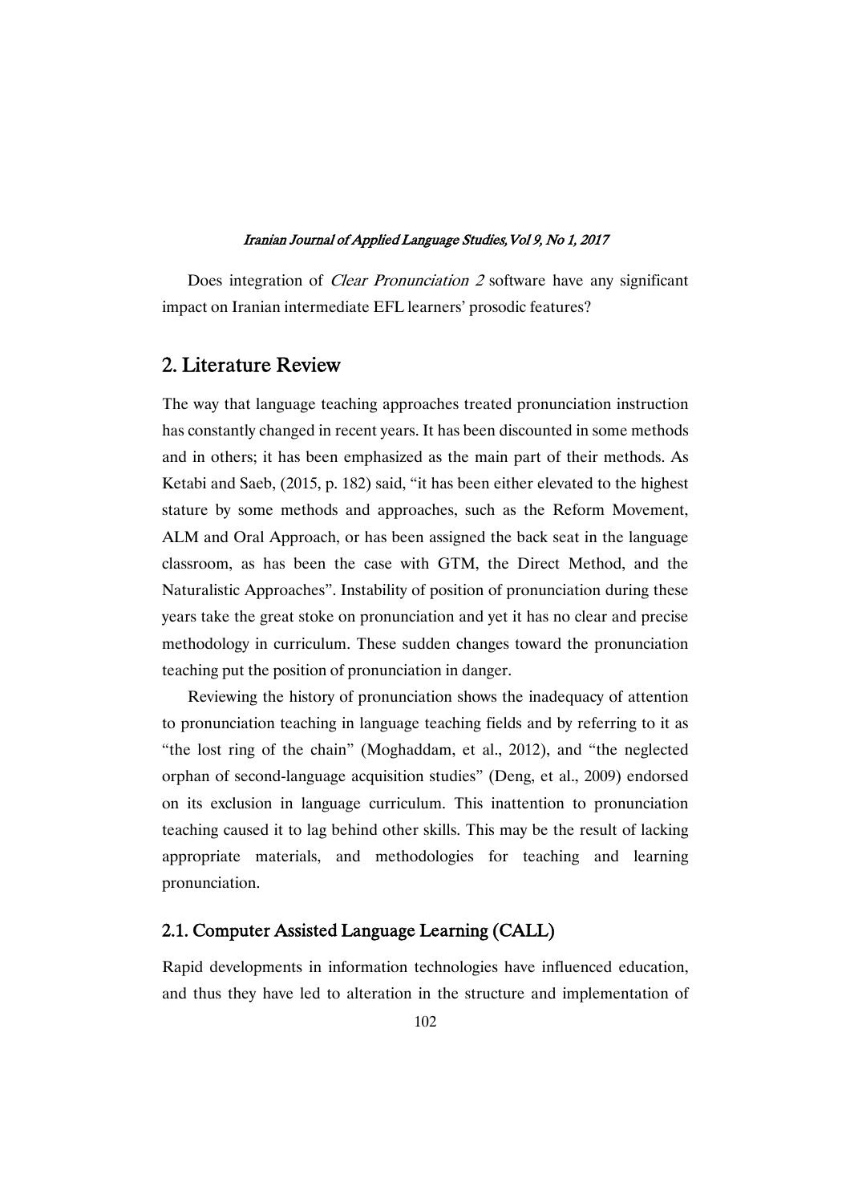Does integration of *Clear Pronunciation 2* software have any significant impact on Iranian intermediate EFL learners' prosodic features?

## 2. Literature Review

The way that language teaching approaches treated pronunciation instruction has constantly changed in recent years. It has been discounted in some methods and in others; it has been emphasized as the main part of their methods. As Ketabi and Saeb, (2015, p. 182) said, "it has been either elevated to the highest stature by some methods and approaches, such as the Reform Movement, ALM and Oral Approach, or has been assigned the back seat in the language classroom, as has been the case with GTM, the Direct Method, and the Naturalistic Approaches". Instability of position of pronunciation during these years take the great stoke on pronunciation and yet it has no clear and precise methodology in curriculum. These sudden changes toward the pronunciation teaching put the position of pronunciation in danger.

Reviewing the history of pronunciation shows the inadequacy of attention to pronunciation teaching in language teaching fields and by referring to it as "the lost ring of the chain" (Moghaddam, et al., 2012), and "the neglected orphan of second-language acquisition studies" (Deng, et al., 2009) endorsed on its exclusion in language curriculum. This inattention to pronunciation teaching caused it to lag behind other skills. This may be the result of lacking appropriate materials, and methodologies for teaching and learning pronunciation.

### 2.1. Computer Assisted Language Learning (CALL)

Rapid developments in information technologies have influenced education, and thus they have led to alteration in the structure and implementation of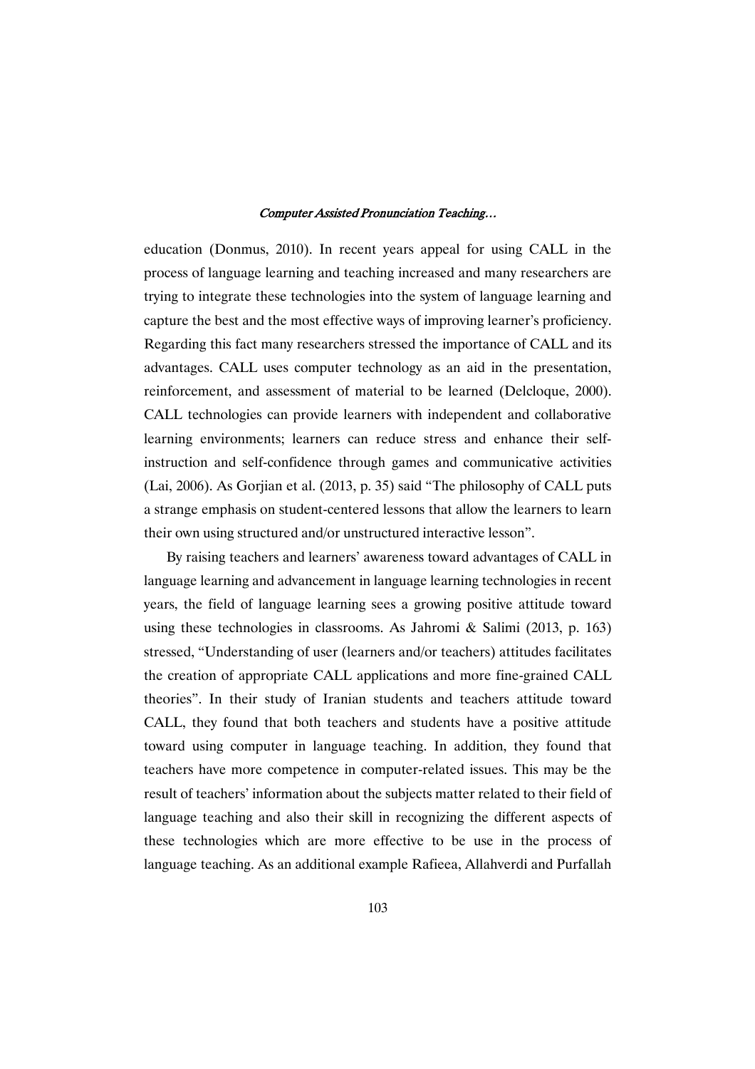education (Donmus, 2010). In recent years appeal for using CALL in the process of language learning and teaching increased and many researchers are trying to integrate these technologies into the system of language learning and capture the best and the most effective ways of improving learner's proficiency. Regarding this fact many researchers stressed the importance of CALL and its advantages. CALL uses computer technology as an aid in the presentation, reinforcement, and assessment of material to be learned (Delcloque, 2000). CALL technologies can provide learners with independent and collaborative learning environments; learners can reduce stress and enhance their self-instruction and self-confidence through games and communicative activities (Lai, 2006). As Gorjian et al. (2013, p. 35) said "The philosophy of CALL puts a strange emphasis on student-centered lessons that allow the learners to learn their own using structured and/or unstructured interactive lesson".

By raising teachers and learners' awareness toward advantages of CALL in language learning and advancement in language learning technologies in recent years, the field of language learning sees a growing positive attitude toward using these technologies in classrooms. As Jahromi & Salimi (2013, p. 163) stressed, "Understanding of user (learners and/or teachers) attitudes facilitates the creation of appropriate CALL applications and more fine-grained CALL theories". In their study of Iranian students and teachers attitude toward CALL, they found that both teachers and students have a positive attitude toward using computer in language teaching. In addition, they found that teachers have more competence in computer-related issues. This may be the result of teachers' information about the subjects matter related to their field of language teaching and also their skill in recognizing the different aspects of these technologies which are more effective to be use in the process of language teaching. As an additional example Rafieea, Allahverdi and Purfallah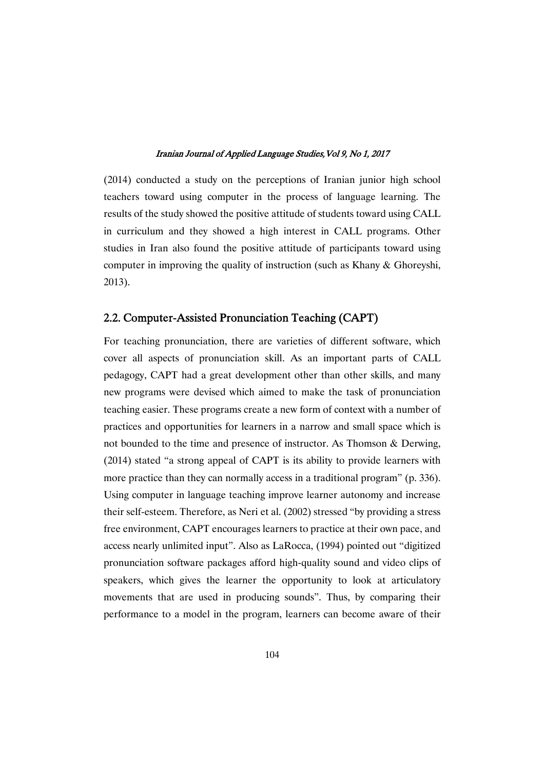(2014) conducted a study on the perceptions of Iranian junior high school teachers toward using computer in the process of language learning. The results of the study showed the positive attitude of students toward using CALL in curriculum and they showed a high interest in CALL programs. Other studies in Iran also found the positive attitude of participants toward using computer in improving the quality of instruction (such as Khany & Ghoreyshi, 2013).

## 2.2. Computer-Assisted Pronunciation Teaching (CAPT)

For teaching pronunciation, there are varieties of different software, which cover all aspects of pronunciation skill. As an important parts of CALL pedagogy, CAPT had a great development other than other skills, and many new programs were devised which aimed to make the task of pronunciation teaching easier. These programs create a new form of context with a number of practices and opportunities for learners in a narrow and small space which is not bounded to the time and presence of instructor. As Thomson & Derwing, (2014) stated "a strong appeal of CAPT is its ability to provide learners with more practice than they can normally access in a traditional program" (p. 336). Using computer in language teaching improve learner autonomy and increase their self-esteem. Therefore, as Neri et al. (2002) stressed "by providing a stress free environment, CAPT encourages learners to practice at their own pace, and access nearly unlimited input". Also as LaRocca, (1994) pointed out "digitized pronunciation software packages afford high-quality sound and video clips of speakers, which gives the learner the opportunity to look at articulatory movements that are used in producing sounds". Thus, by comparing their performance to a model in the program, learners can become aware of their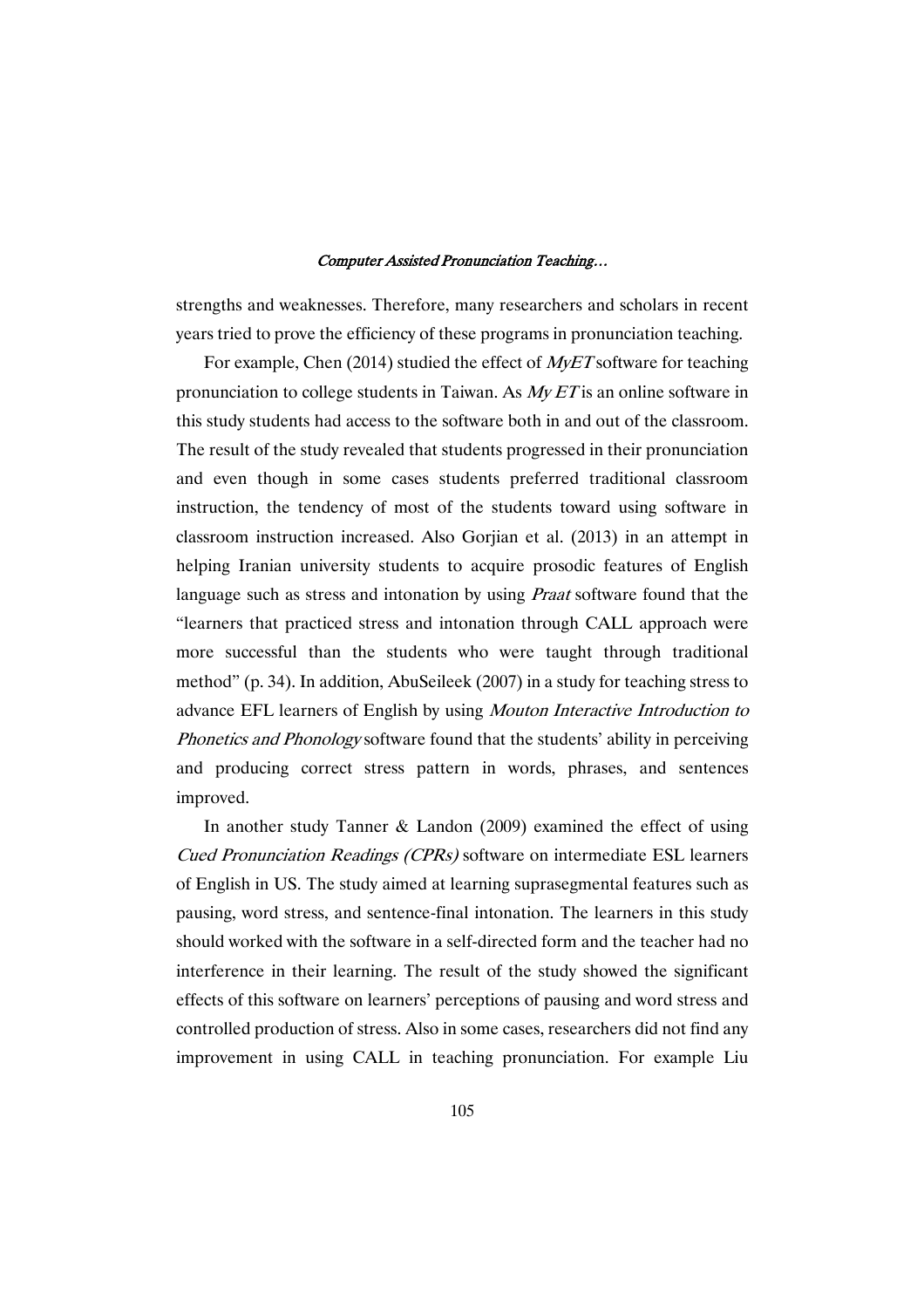strengths and weaknesses. Therefore, many researchers and scholars in recent years tried to prove the efficiency of these programs in pronunciation teaching.

For example, Chen (2014) studied the effect of *MyET* software for teaching pronunciation to college students in Taiwan. As *My ET* is an online software in this study students had access to the software both in and out of the classroom. The result of the study revealed that students progressed in their pronunciation and even though in some cases students preferred traditional classroom instruction, the tendency of most of the students toward using software in classroom instruction increased. Also Gorjian et al. (2013) in an attempt in helping Iranian university students to acquire prosodic features of English language such as stress and intonation by using *Praat* software found that the "learners that practiced stress and intonation through CALL approach were more successful than the students who were taught through traditional method" (p. 34). In addition, AbuSeileek (2007) in a study for teaching stress to advance EFL learners of English by using *Mouton Interactive Introduction to Phonetics and Phonology* software found that the students' ability in perceiving and producing correct stress pattern in words, phrases, and sentences improved.

In another study Tanner & Landon (2009) examined the effect of using *Cued Pronunciation Readings (CPRs)* software on intermediate ESL learners of English in US. The study aimed at learning suprasegmental features such as pausing, word stress, and sentence-final intonation. The learners in this study should worked with the software in a self-directed form and the teacher had no interference in their learning. The result of the study showed the significant effects of this software on learners' perceptions of pausing and word stress and controlled production of stress. Also in some cases, researchers did not find any improvement in using CALL in teaching pronunciation. For example Liu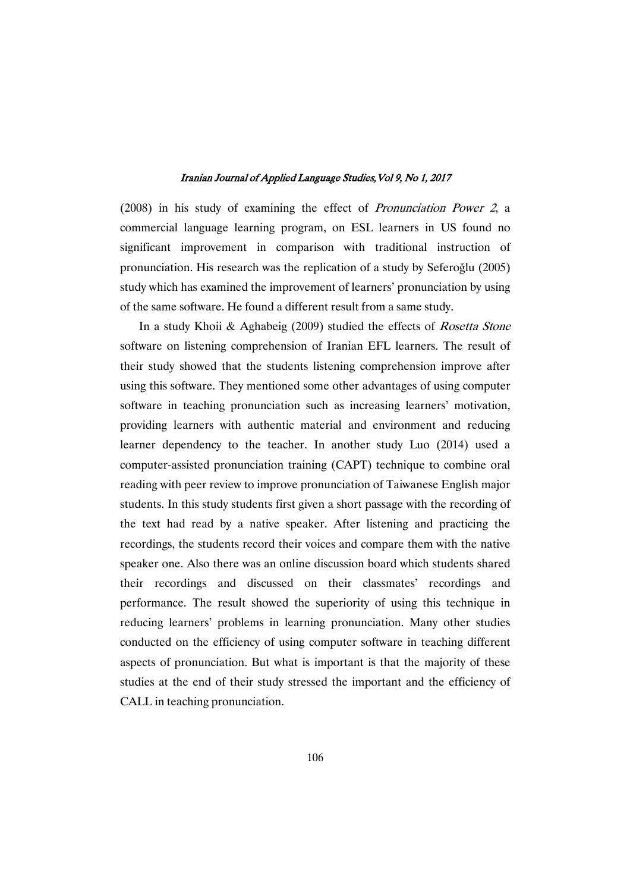(2008) in his study of examining the effect of *Pronunciation Power 2*, a commercial language learning program, on ESL learners in US found no significant improvement in comparison with traditional instruction of pronunciation. His research was the replication of a study by Seferoğlu (2005) study which has examined the improvement of learners' pronunciation by using of the same software. He found a different result from a same study.

In a study Khoii & Aghabeig (2009) studied the effects of *Rosetta Stone* software on listening comprehension of Iranian EFL learners. The result of their study showed that the students listening comprehension improve after using this software. They mentioned some other advantages of using computer software in teaching pronunciation such as increasing learners' motivation, providing learners with authentic material and environment and reducing learner dependency to the teacher. In another study Luo (2014) used a computer-assisted pronunciation training (CAPT) technique to combine oral reading with peer review to improve pronunciation of Taiwanese English major students. In this study students first given a short passage with the recording of the text had read by a native speaker. After listening and practicing the recordings, the students record their voices and compare them with the native speaker one. Also there was an online discussion board which students shared their recordings and discussed on their classmates' recordings and performance. The result showed the superiority of using this technique in reducing learners' problems in learning pronunciation. Many other studies conducted on the efficiency of using computer software in teaching different aspects of pronunciation. But what is important is that the majority of these studies at the end of their study stressed the important and the efficiency of CALL in teaching pronunciation.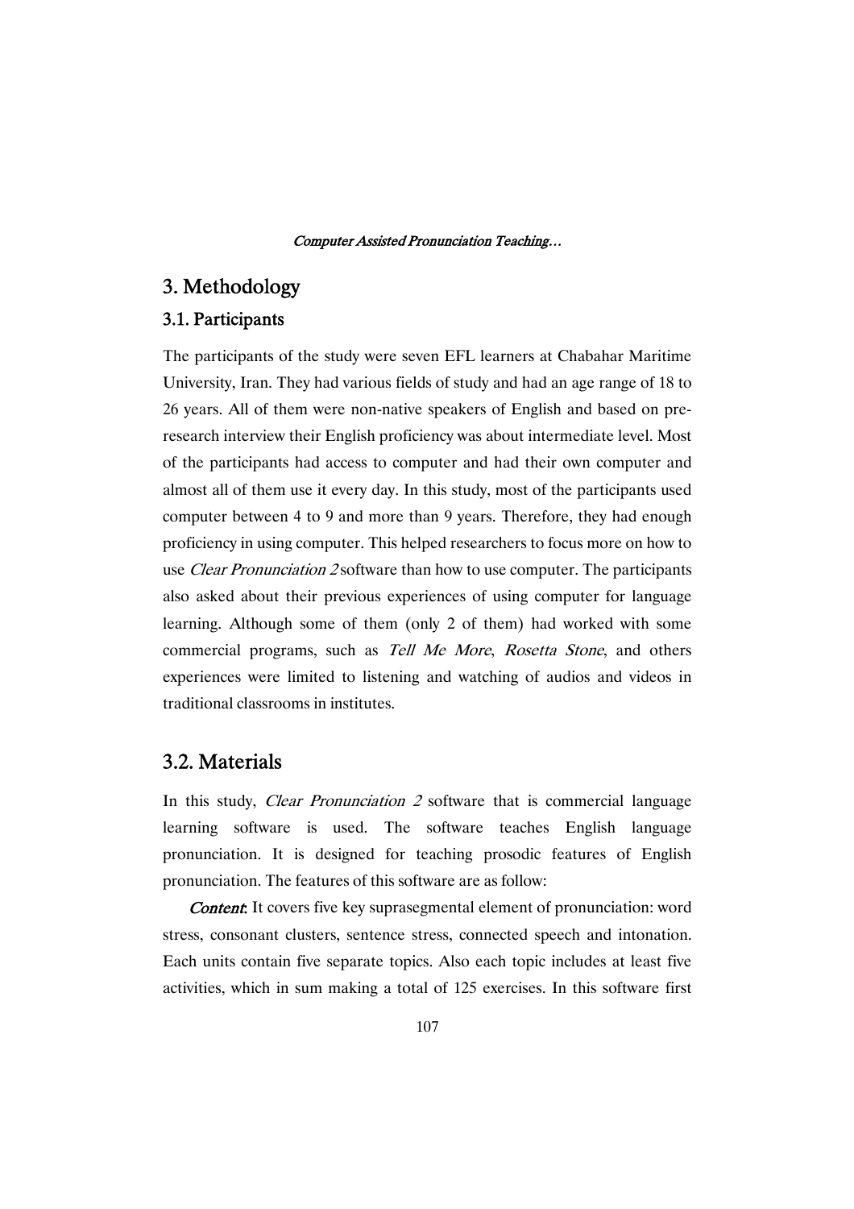## 3. Methodology

### 3.1. Participants

The participants of the study were seven EFL learners at Chabahar Maritime University, Iran. They had various fields of study and had an age range of 18 to 26 years. All of them were non-native speakers of English and based on pre-research interview their English proficiency was about intermediate level. Most of the participants had access to computer and had their own computer and almost all of them use it every day. In this study, most of the participants used computer between 4 to 9 and more than 9 years. Therefore, they had enough proficiency in using computer. This helped researchers to focus more on how to use *Clear Pronunciation 2* software than how to use computer. The participants also asked about their previous experiences of using computer for language learning. Although some of them (only 2 of them) had worked with some commercial programs, such as *Tell Me More*, *Rosetta Stone*, and others experiences were limited to listening and watching of audios and videos in traditional classrooms in institutes.

## 3.2. Materials

In this study, *Clear Pronunciation 2* software that is commercial language learning software is used. The software teaches English language pronunciation. It is designed for teaching prosodic features of English pronunciation. The features of this software are as follow:

***Content*:** It covers five key suprasegmental element of pronunciation: word stress, consonant clusters, sentence stress, connected speech and intonation. Each units contain five separate topics. Also each topic includes at least five activities, which in sum making a total of 125 exercises. In this software first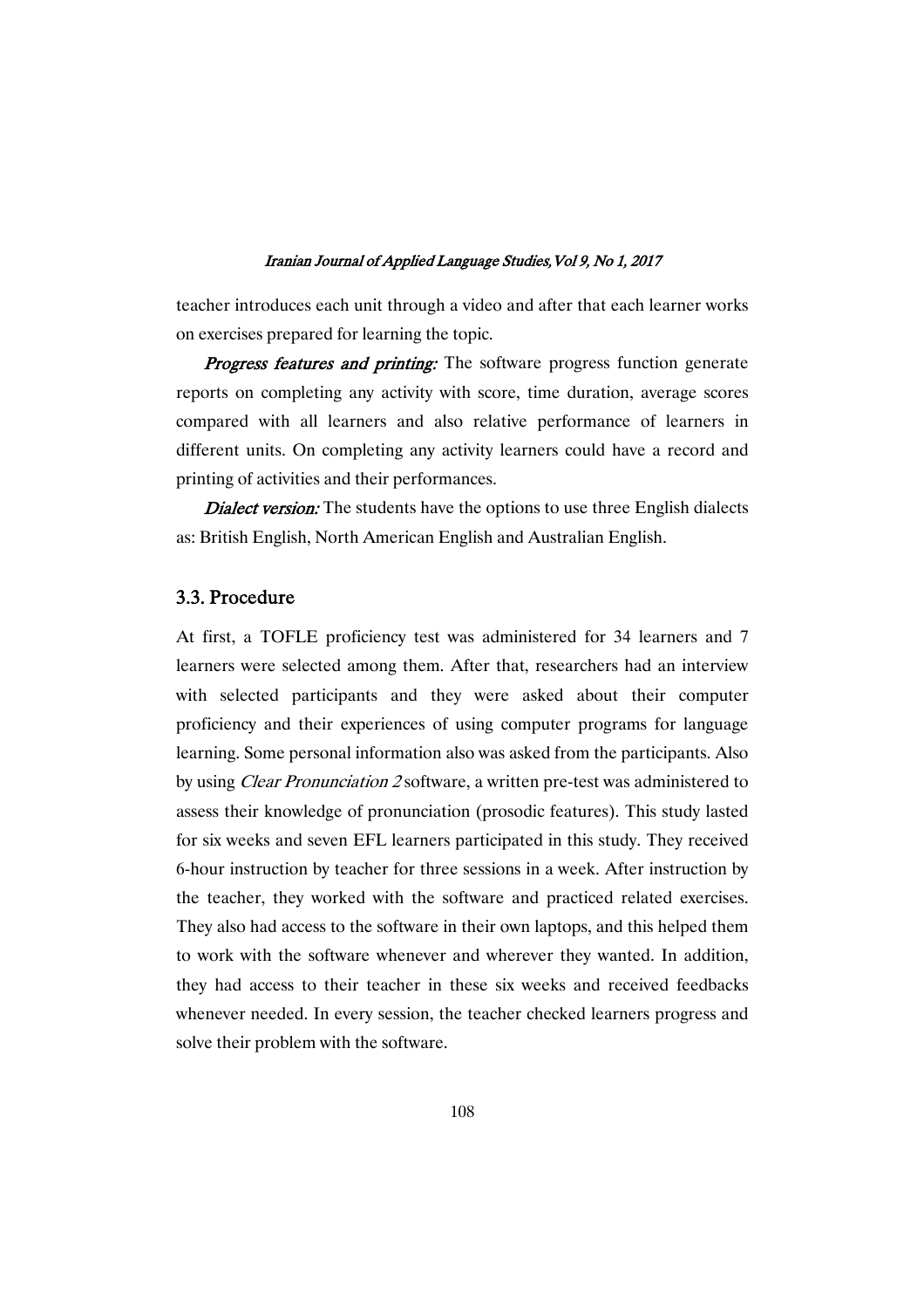teacher introduces each unit through a video and after that each learner works on exercises prepared for learning the topic.

*Progress features and printing:* The software progress function generate reports on completing any activity with score, time duration, average scores compared with all learners and also relative performance of learners in different units. On completing any activity learners could have a record and printing of activities and their performances.

*Dialect version:* The students have the options to use three English dialects as: British English, North American English and Australian English.

## 3.3. Procedure

At first, a TOFLE proficiency test was administered for 34 learners and 7 learners were selected among them. After that, researchers had an interview with selected participants and they were asked about their computer proficiency and their experiences of using computer programs for language learning. Some personal information also was asked from the participants. Also by using *Clear Pronunciation 2* software, a written pre-test was administered to assess their knowledge of pronunciation (prosodic features). This study lasted for six weeks and seven EFL learners participated in this study. They received 6-hour instruction by teacher for three sessions in a week. After instruction by the teacher, they worked with the software and practiced related exercises. They also had access to the software in their own laptops, and this helped them to work with the software whenever and wherever they wanted. In addition, they had access to their teacher in these six weeks and received feedbacks whenever needed. In every session, the teacher checked learners progress and solve their problem with the software.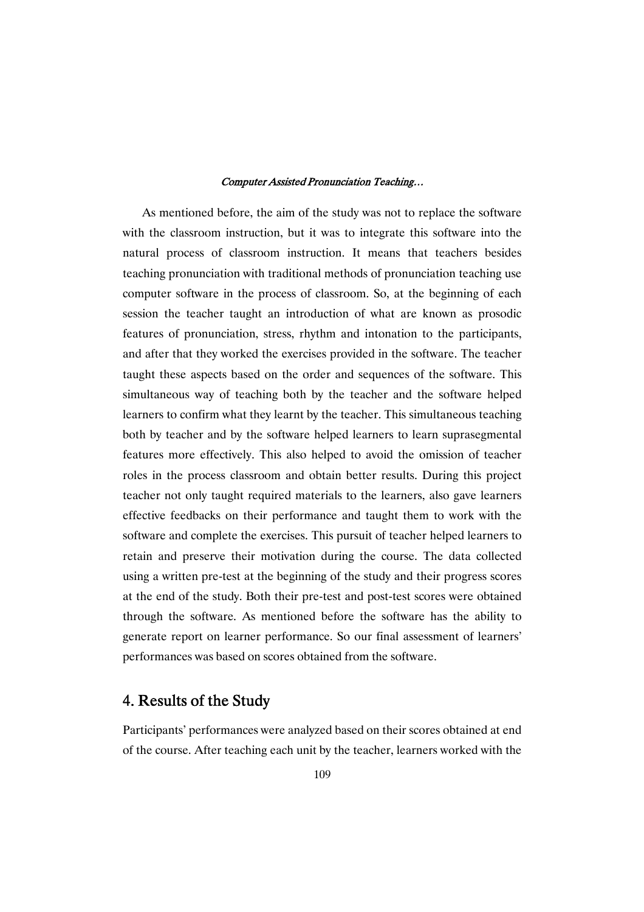As mentioned before, the aim of the study was not to replace the software with the classroom instruction, but it was to integrate this software into the natural process of classroom instruction. It means that teachers besides teaching pronunciation with traditional methods of pronunciation teaching use computer software in the process of classroom. So, at the beginning of each session the teacher taught an introduction of what are known as prosodic features of pronunciation, stress, rhythm and intonation to the participants, and after that they worked the exercises provided in the software. The teacher taught these aspects based on the order and sequences of the software. This simultaneous way of teaching both by the teacher and the software helped learners to confirm what they learnt by the teacher. This simultaneous teaching both by teacher and by the software helped learners to learn suprasegmental features more effectively. This also helped to avoid the omission of teacher roles in the process classroom and obtain better results. During this project teacher not only taught required materials to the learners, also gave learners effective feedbacks on their performance and taught them to work with the software and complete the exercises. This pursuit of teacher helped learners to retain and preserve their motivation during the course. The data collected using a written pre-test at the beginning of the study and their progress scores at the end of the study. Both their pre-test and post-test scores were obtained through the software. As mentioned before the software has the ability to generate report on learner performance. So our final assessment of learners' performances was based on scores obtained from the software.

## 4. Results of the Study

Participants' performances were analyzed based on their scores obtained at end of the course. After teaching each unit by the teacher, learners worked with the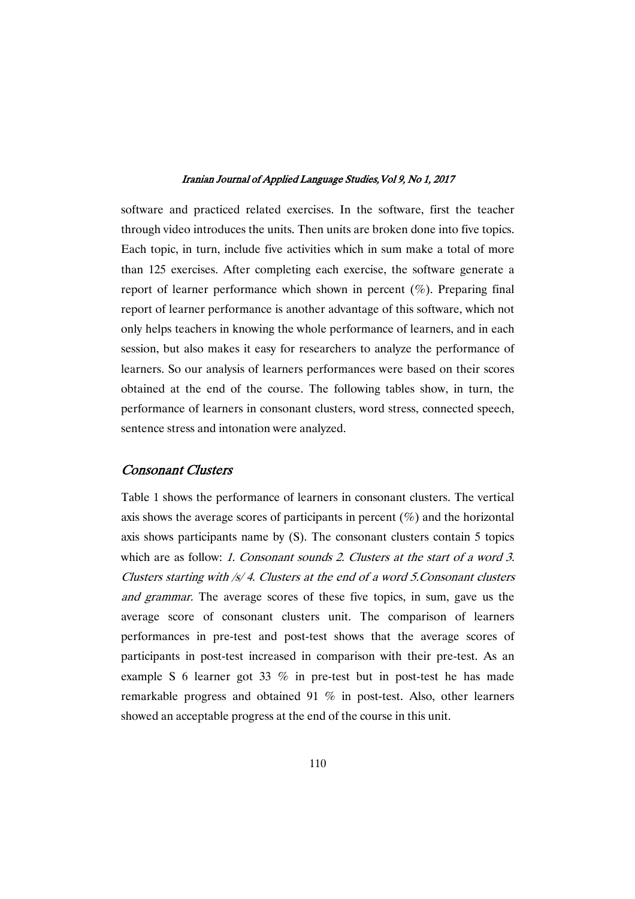software and practiced related exercises. In the software, first the teacher through video introduces the units. Then units are broken done into five topics. Each topic, in turn, include five activities which in sum make a total of more than 125 exercises. After completing each exercise, the software generate a report of learner performance which shown in percent (%). Preparing final report of learner performance is another advantage of this software, which not only helps teachers in knowing the whole performance of learners, and in each session, but also makes it easy for researchers to analyze the performance of learners. So our analysis of learners performances were based on their scores obtained at the end of the course. The following tables show, in turn, the performance of learners in consonant clusters, word stress, connected speech, sentence stress and intonation were analyzed.

## *Consonant Clusters*

Table 1 shows the performance of learners in consonant clusters. The vertical axis shows the average scores of participants in percent (%) and the horizontal axis shows participants name by (S). The consonant clusters contain 5 topics which are as follow: *1. Consonant sounds 2. Clusters at the start of a word 3. Clusters starting with /s/ 4. Clusters at the end of a word 5.Consonant clusters and grammar.* The average scores of these five topics, in sum, gave us the average score of consonant clusters unit. The comparison of learners performances in pre-test and post-test shows that the average scores of participants in post-test increased in comparison with their pre-test. As an example S 6 learner got 33 % in pre-test but in post-test he has made remarkable progress and obtained 91 % in post-test. Also, other learners showed an acceptable progress at the end of the course in this unit.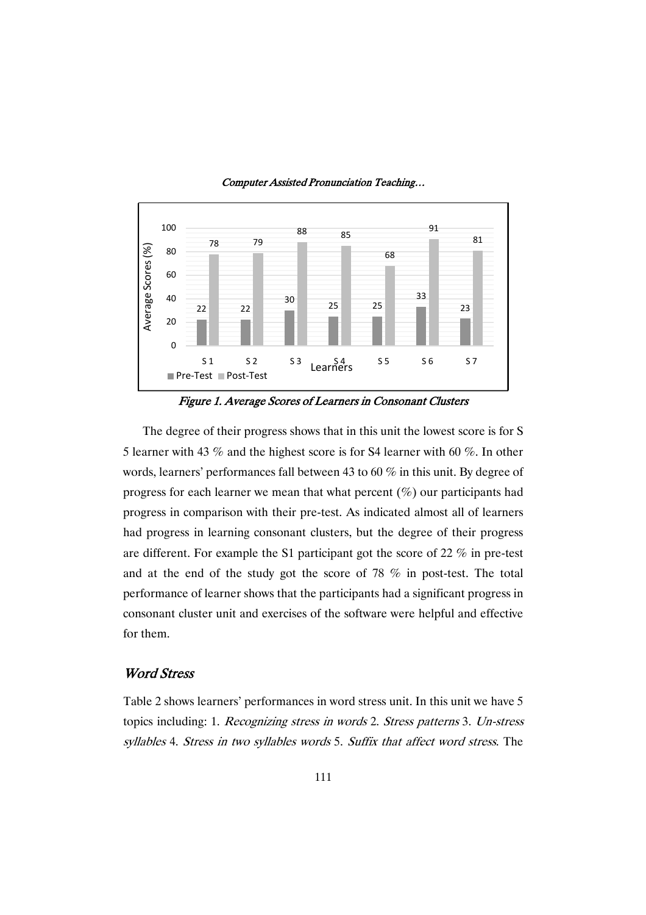Figure 1. Average Scores of Learners in Consonant Clusters

The degree of their progress shows that in this unit the lowest score is for S 5 learner with 43 % and the highest score is for S4 learner with 60 %. In other words, learners' performances fall between 43 to 60 % in this unit. By degree of progress for each learner we mean that what percent (%) our participants had progress in comparison with their pre-test. As indicated almost all of learners had progress in learning consonant clusters, but the degree of their progress are different. For example the S1 participant got the score of 22 % in pre-test and at the end of the study got the score of 78 % in post-test. The total performance of learner shows that the participants had a significant progress in consonant cluster unit and exercises of the software were helpful and effective for them.

## *Word Stress*

Table 2 shows learners' performances in word stress unit. In this unit we have 5 topics including: 1. *Recognizing stress in words* 2. *Stress patterns* 3. *Un-stress syllables* 4. *Stress in two syllables words* 5. *Suffix that affect word stress*. The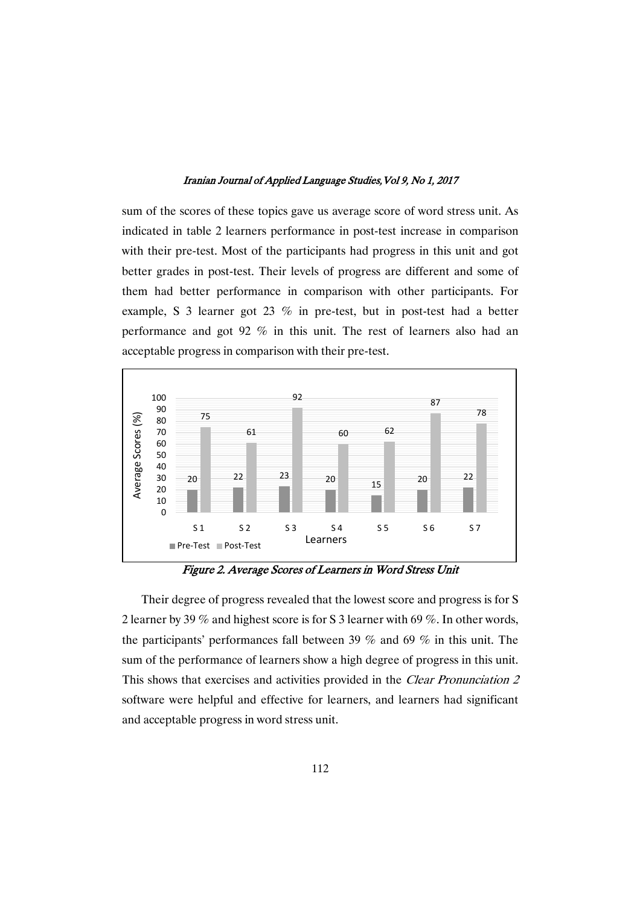sum of the scores of these topics gave us average score of word stress unit. As indicated in table 2 learners performance in post-test increase in comparison with their pre-test. Most of the participants had progress in this unit and got better grades in post-test. Their levels of progress are different and some of them had better performance in comparison with other participants. For example, S 3 learner got 23 % in pre-test, but in post-test had a better performance and got 92 % in this unit. The rest of learners also had an acceptable progress in comparison with their pre-test.

| Learners | Pre-Test | Post-Test |
|---|---|---|
| S 1 | 20 | 75 |
| S 2 | 22 | 61 |
| S 3 | 23 | 92 |
| S 4 | 20 | 60 |
| S 5 | 15 | 62 |
| S 6 | 20 | 87 |
| S 7 | 22 | 78 |

*Figure 2. Average Scores of Learners in Word Stress Unit*

Their degree of progress revealed that the lowest score and progress is for S 2 learner by 39 % and highest score is for S 3 learner with 69 %. In other words, the participants' performances fall between 39 % and 69 % in this unit. The sum of the performance of learners show a high degree of progress in this unit. This shows that exercises and activities provided in the *Clear Pronunciation 2* software were helpful and effective for learners, and learners had significant and acceptable progress in word stress unit.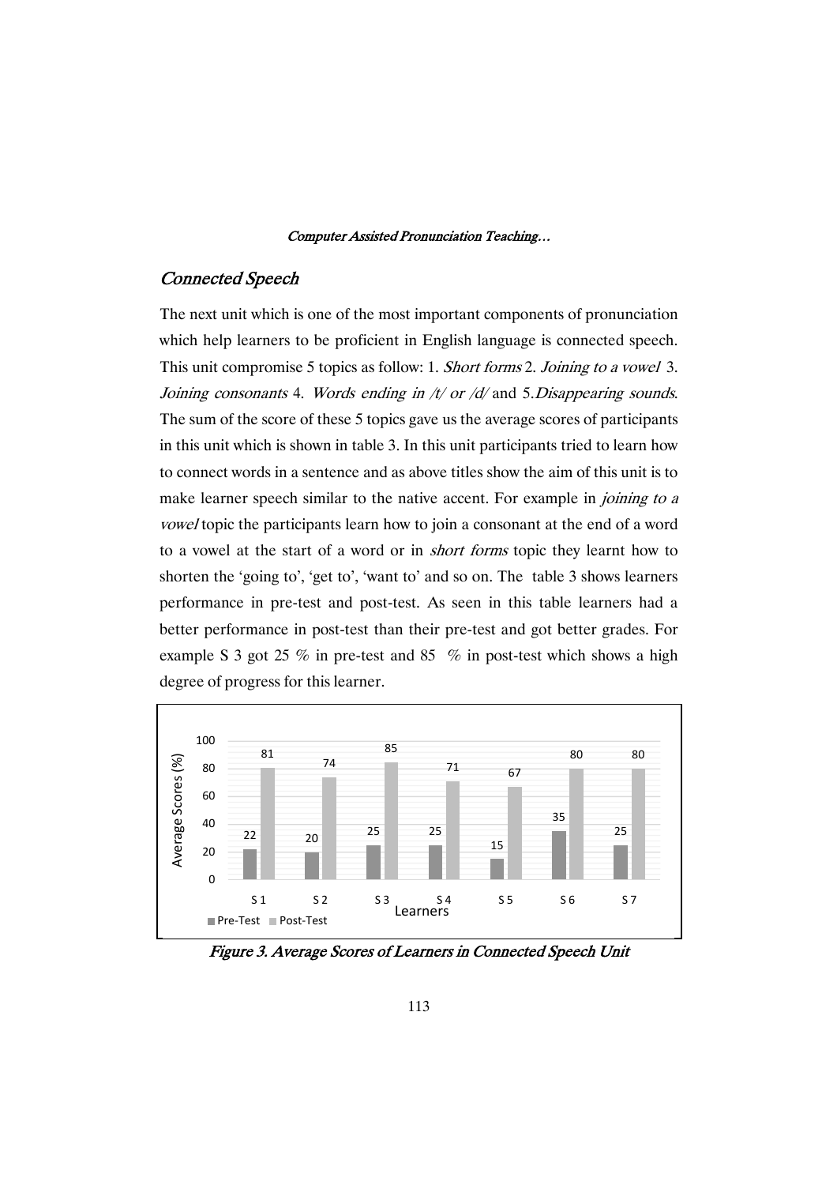## *Connected Speech*

The next unit which is one of the most important components of pronunciation which help learners to be proficient in English language is connected speech. This unit compromise 5 topics as follow: 1. *Short forms* 2. *Joining to a vowel* 3. *Joining consonants* 4. *Words ending in /t/ or /d/* and 5.*Disappearing sounds*. The sum of the score of these 5 topics gave us the average scores of participants in this unit which is shown in table 3. In this unit participants tried to learn how to connect words in a sentence and as above titles show the aim of this unit is to make learner speech similar to the native accent. For example in *joining to a vowel* topic the participants learn how to join a consonant at the end of a word to a vowel at the start of a word or in *short forms* topic they learnt how to shorten the 'going to', 'get to', 'want to' and so on. The table 3 shows learners performance in pre-test and post-test. As seen in this table learners had a better performance in post-test than their pre-test and got better grades. For example S 3 got 25 % in pre-test and 85 % in post-test which shows a high degree of progress for this learner.

| Learners | Pre-Test | Post-Test |
|---|---|---|
| S 1 | 22 | 81 |
| S 2 | 20 | 74 |
| S 3 | 25 | 85 |
| S 4 | 25 | 71 |
| S 5 | 15 | 67 |
| S 6 | 35 | 80 |
| S 7 | 25 | 80 |

*Figure 3. Average Scores of Learners in Connected Speech Unit*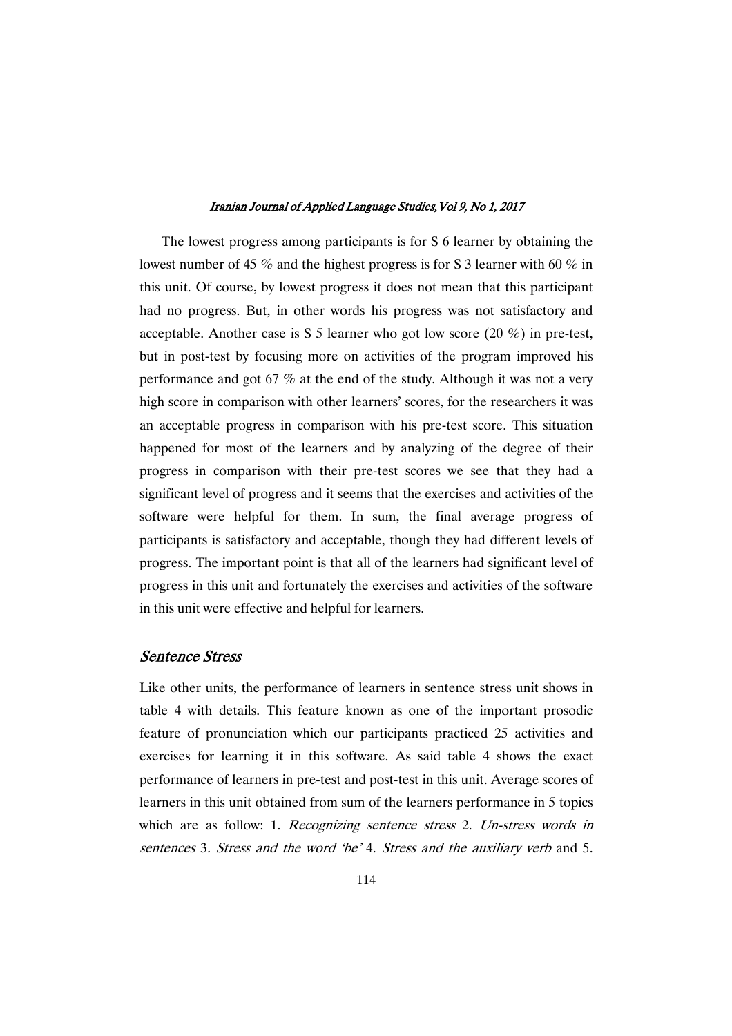The lowest progress among participants is for S 6 learner by obtaining the lowest number of 45 % and the highest progress is for S 3 learner with 60 % in this unit. Of course, by lowest progress it does not mean that this participant had no progress. But, in other words his progress was not satisfactory and acceptable. Another case is S 5 learner who got low score (20 %) in pre-test, but in post-test by focusing more on activities of the program improved his performance and got 67 % at the end of the study. Although it was not a very high score in comparison with other learners' scores, for the researchers it was an acceptable progress in comparison with his pre-test score. This situation happened for most of the learners and by analyzing of the degree of their progress in comparison with their pre-test scores we see that they had a significant level of progress and it seems that the exercises and activities of the software were helpful for them. In sum, the final average progress of participants is satisfactory and acceptable, though they had different levels of progress. The important point is that all of the learners had significant level of progress in this unit and fortunately the exercises and activities of the software in this unit were effective and helpful for learners.

### *Sentence Stress*

Like other units, the performance of learners in sentence stress unit shows in table 4 with details. This feature known as one of the important prosodic feature of pronunciation which our participants practiced 25 activities and exercises for learning it in this software. As said table 4 shows the exact performance of learners in pre-test and post-test in this unit. Average scores of learners in this unit obtained from sum of the learners performance in 5 topics which are as follow: 1. *Recognizing sentence stress* 2. *Un-stress words in sentences* 3. *Stress and the word 'be'* 4. *Stress and the auxiliary verb* and 5.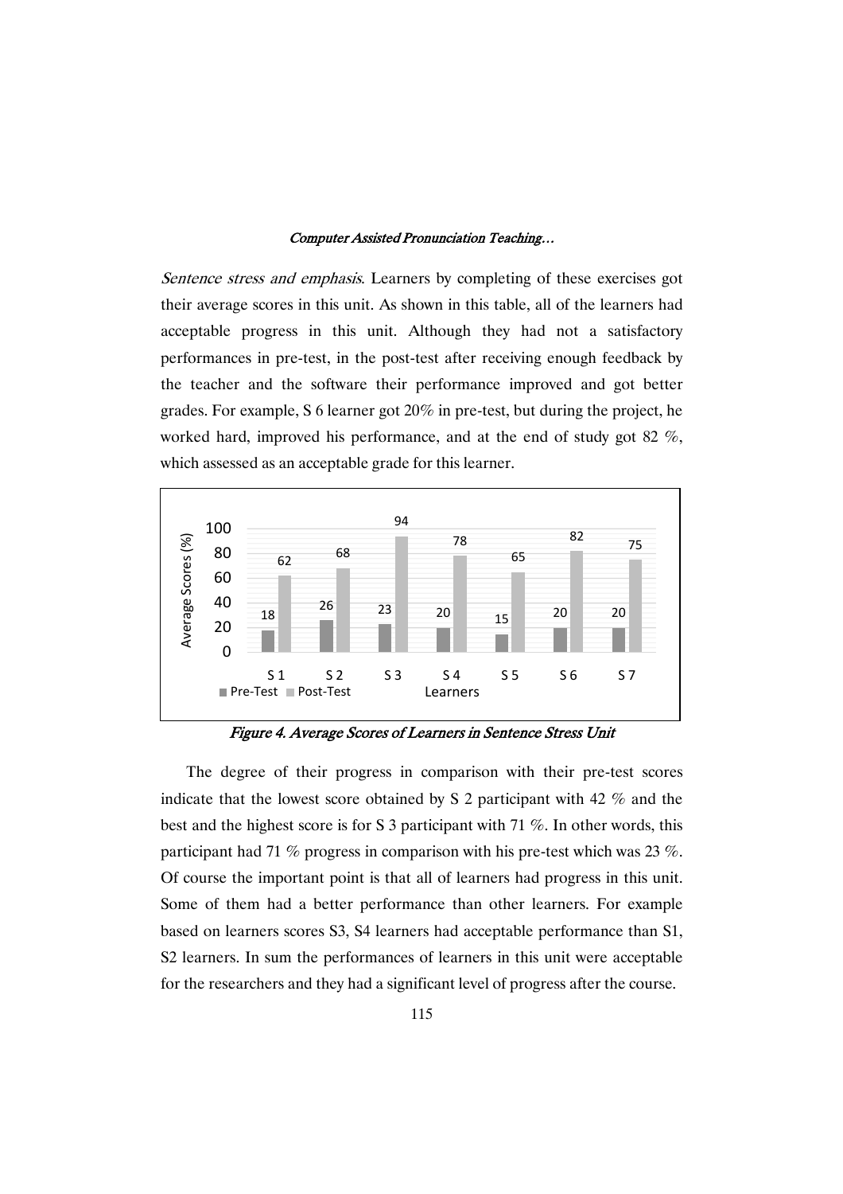*Sentence stress and emphasis*. Learners by completing of these exercises got their average scores in this unit. As shown in this table, all of the learners had acceptable progress in this unit. Although they had not a satisfactory performances in pre-test, in the post-test after receiving enough feedback by the teacher and the software their performance improved and got better grades. For example, S 6 learner got 20% in pre-test, but during the project, he worked hard, improved his performance, and at the end of study got 82 %, which assessed as an acceptable grade for this learner.

| Learners | S 1 | S 2 | S 3 | S 4 | S 5 | S 6 | S 7 |
|---|---|---|---|---|---|---|---|
| Pre-Test | 18 | 26 | 23 | 20 | 15 | 20 | 20 |
| Post-Test | 62 | 68 | 94 | 78 | 65 | 82 | 75 |

*Figure 4. Average Scores of Learners in Sentence Stress Unit*

The degree of their progress in comparison with their pre-test scores indicate that the lowest score obtained by S 2 participant with 42 % and the best and the highest score is for S 3 participant with 71 %. In other words, this participant had 71 % progress in comparison with his pre-test which was 23 %. Of course the important point is that all of learners had progress in this unit. Some of them had a better performance than other learners. For example based on learners scores S3, S4 learners had acceptable performance than S1, S2 learners. In sum the performances of learners in this unit were acceptable for the researchers and they had a significant level of progress after the course.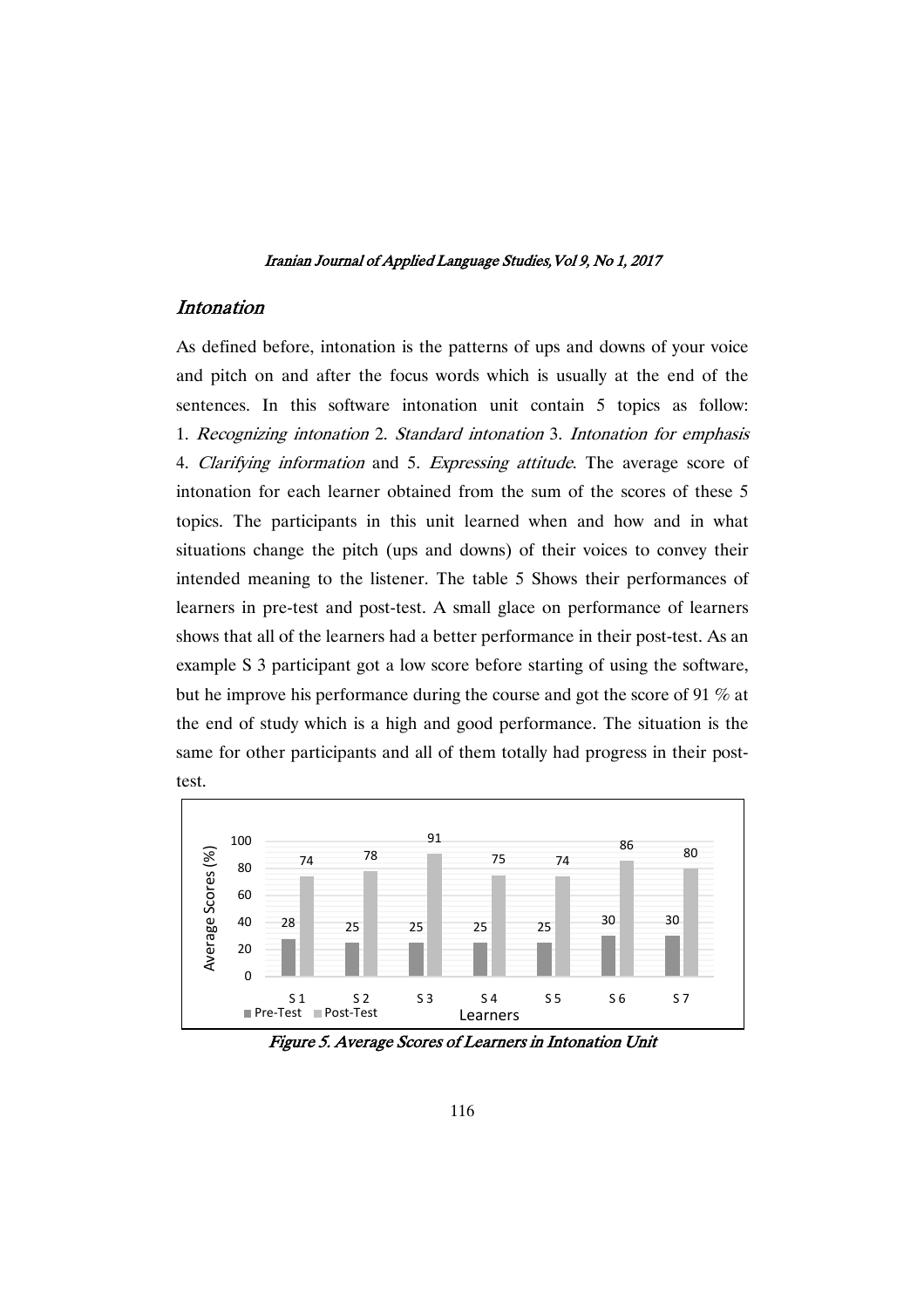## *Intonation*

As defined before, intonation is the patterns of ups and downs of your voice and pitch on and after the focus words which is usually at the end of the sentences. In this software intonation unit contain 5 topics as follow: 1. *Recognizing intonation* 2. *Standard intonation* 3. *Intonation for emphasis* 4. *Clarifying information* and 5. *Expressing attitude*. The average score of intonation for each learner obtained from the sum of the scores of these 5 topics. The participants in this unit learned when and how and in what situations change the pitch (ups and downs) of their voices to convey their intended meaning to the listener. The table 5 Shows their performances of learners in pre-test and post-test. A small glace on performance of learners shows that all of the learners had a better performance in their post-test. As an example S 3 participant got a low score before starting of using the software, but he improve his performance during the course and got the score of 91 % at the end of study which is a high and good performance. The situation is the same for other participants and all of them totally had progress in their post-test.

*Figure 5. Average Scores of Learners in Intonation Unit*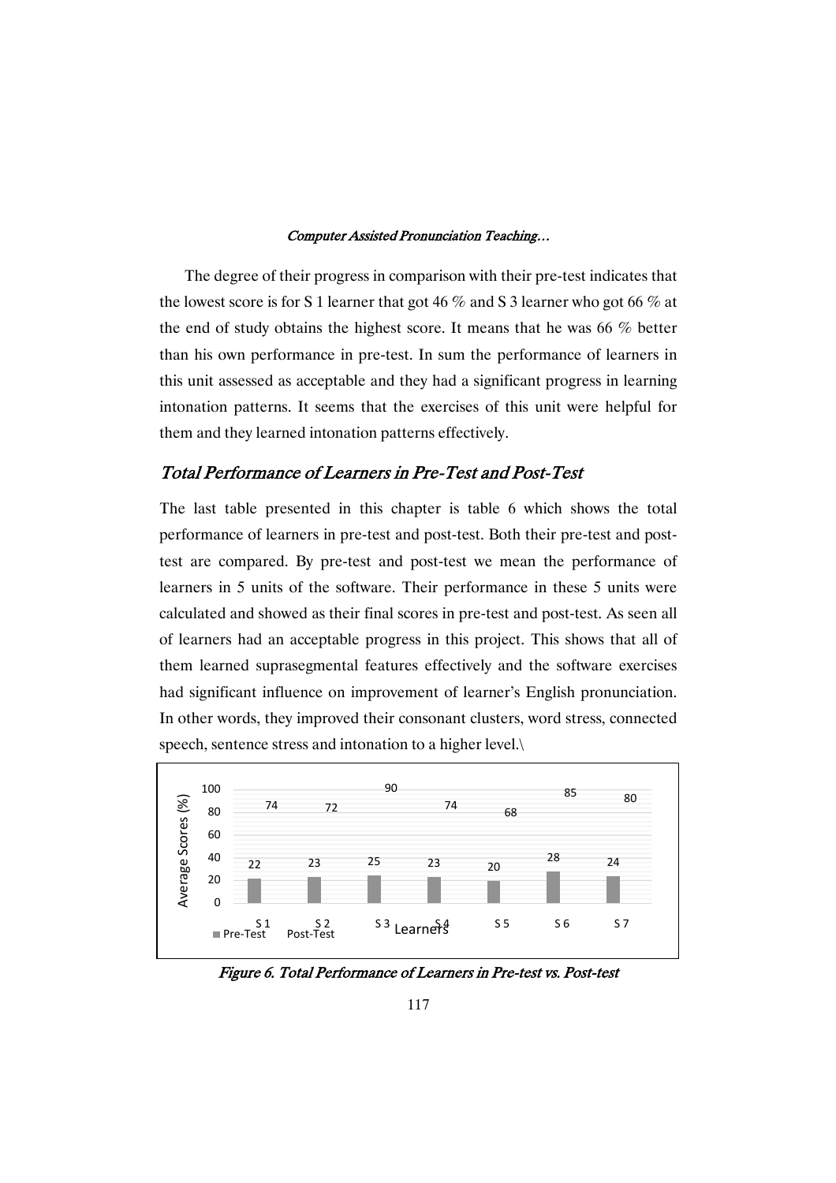The degree of their progress in comparison with their pre-test indicates that the lowest score is for S 1 learner that got 46 % and S 3 learner who got 66 % at the end of study obtains the highest score. It means that he was 66 % better than his own performance in pre-test. In sum the performance of learners in this unit assessed as acceptable and they had a significant progress in learning intonation patterns. It seems that the exercises of this unit were helpful for them and they learned intonation patterns effectively.

## *Total Performance of Learners in Pre-Test and Post-Test*

The last table presented in this chapter is table 6 which shows the total performance of learners in pre-test and post-test. Both their pre-test and post-test are compared. By pre-test and post-test we mean the performance of learners in 5 units of the software. Their performance in these 5 units were calculated and showed as their final scores in pre-test and post-test. As seen all of learners had an acceptable progress in this project. This shows that all of them learned suprasegmental features effectively and the software exercises had significant influence on improvement of learner's English pronunciation. In other words, they improved their consonant clusters, word stress, connected speech, sentence stress and intonation to a higher level.\

| Learners | Pre-Test | Post-Test |
|---|---|---|
| S 1 | 22 | 74 |
| S 2 | 23 | 72 |
| S 3 | 25 | 90 |
| S 4 | 23 | 74 |
| S 5 | 20 | 68 |
| S 6 | 28 | 85 |
| S 7 | 24 | 80 |

*Figure 6. Total Performance of Learners in Pre-test vs. Post-test*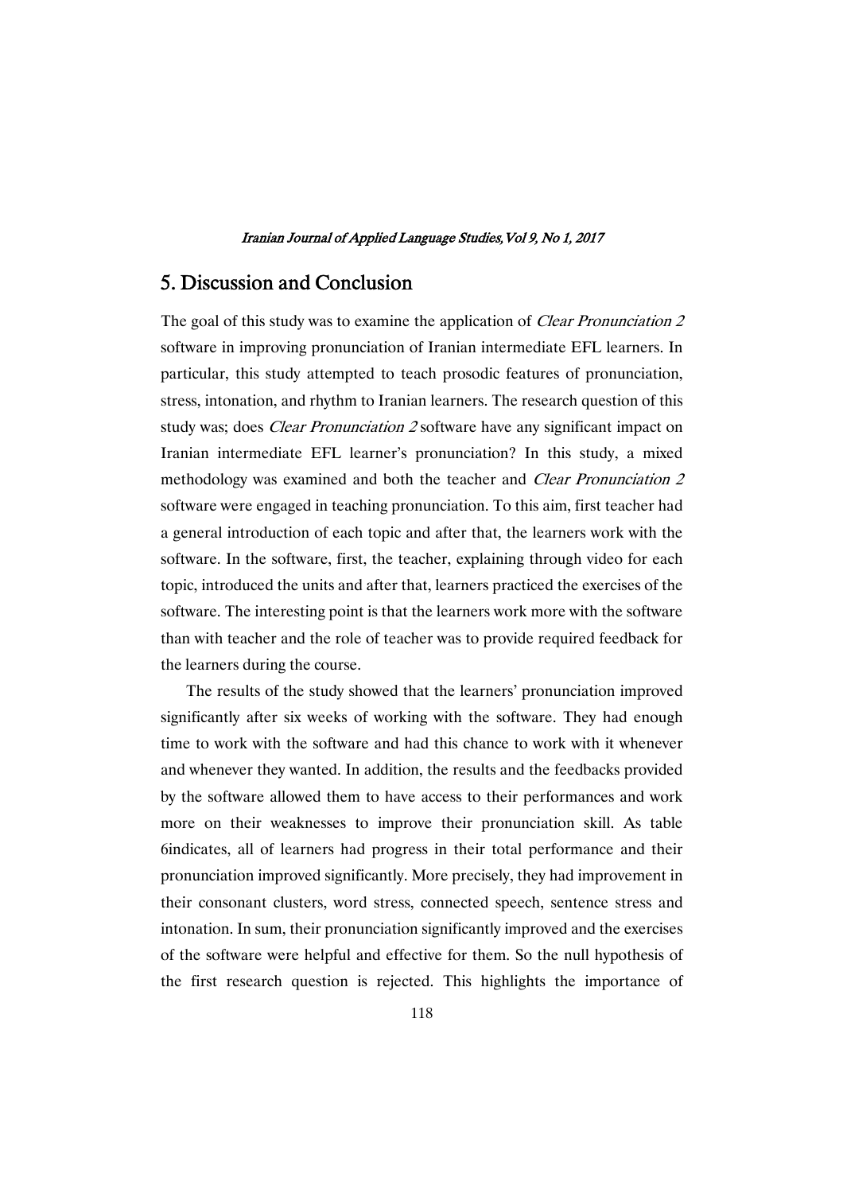## 5. Discussion and Conclusion

The goal of this study was to examine the application of *Clear Pronunciation 2* software in improving pronunciation of Iranian intermediate EFL learners. In particular, this study attempted to teach prosodic features of pronunciation, stress, intonation, and rhythm to Iranian learners. The research question of this study was; does *Clear Pronunciation 2* software have any significant impact on Iranian intermediate EFL learner's pronunciation? In this study, a mixed methodology was examined and both the teacher and *Clear Pronunciation 2* software were engaged in teaching pronunciation. To this aim, first teacher had a general introduction of each topic and after that, the learners work with the software. In the software, first, the teacher, explaining through video for each topic, introduced the units and after that, learners practiced the exercises of the software. The interesting point is that the learners work more with the software than with teacher and the role of teacher was to provide required feedback for the learners during the course.

The results of the study showed that the learners' pronunciation improved significantly after six weeks of working with the software. They had enough time to work with the software and had this chance to work with it whenever and whenever they wanted. In addition, the results and the feedbacks provided by the software allowed them to have access to their performances and work more on their weaknesses to improve their pronunciation skill. As table 6indicates, all of learners had progress in their total performance and their pronunciation improved significantly. More precisely, they had improvement in their consonant clusters, word stress, connected speech, sentence stress and intonation. In sum, their pronunciation significantly improved and the exercises of the software were helpful and effective for them. So the null hypothesis of the first research question is rejected. This highlights the importance of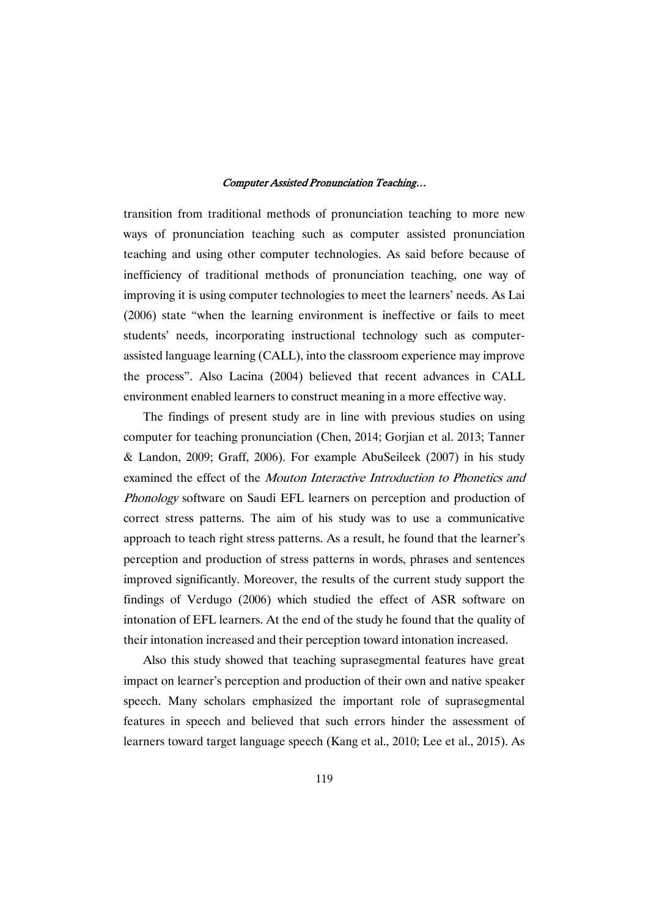transition from traditional methods of pronunciation teaching to more new ways of pronunciation teaching such as computer assisted pronunciation teaching and using other computer technologies. As said before because of inefficiency of traditional methods of pronunciation teaching, one way of improving it is using computer technologies to meet the learners' needs. As Lai (2006) state "when the learning environment is ineffective or fails to meet students' needs, incorporating instructional technology such as computer-assisted language learning (CALL), into the classroom experience may improve the process". Also Lacina (2004) believed that recent advances in CALL environment enabled learners to construct meaning in a more effective way.

The findings of present study are in line with previous studies on using computer for teaching pronunciation (Chen, 2014; Gorjian et al. 2013; Tanner & Landon, 2009; Graff, 2006). For example AbuSeileek (2007) in his study examined the effect of the *Mouton Interactive Introduction to Phonetics and Phonology* software on Saudi EFL learners on perception and production of correct stress patterns. The aim of his study was to use a communicative approach to teach right stress patterns. As a result, he found that the learner's perception and production of stress patterns in words, phrases and sentences improved significantly. Moreover, the results of the current study support the findings of Verdugo (2006) which studied the effect of ASR software on intonation of EFL learners. At the end of the study he found that the quality of their intonation increased and their perception toward intonation increased.

Also this study showed that teaching suprasegmental features have great impact on learner's perception and production of their own and native speaker speech. Many scholars emphasized the important role of suprasegmental features in speech and believed that such errors hinder the assessment of learners toward target language speech (Kang et al., 2010; Lee et al., 2015). As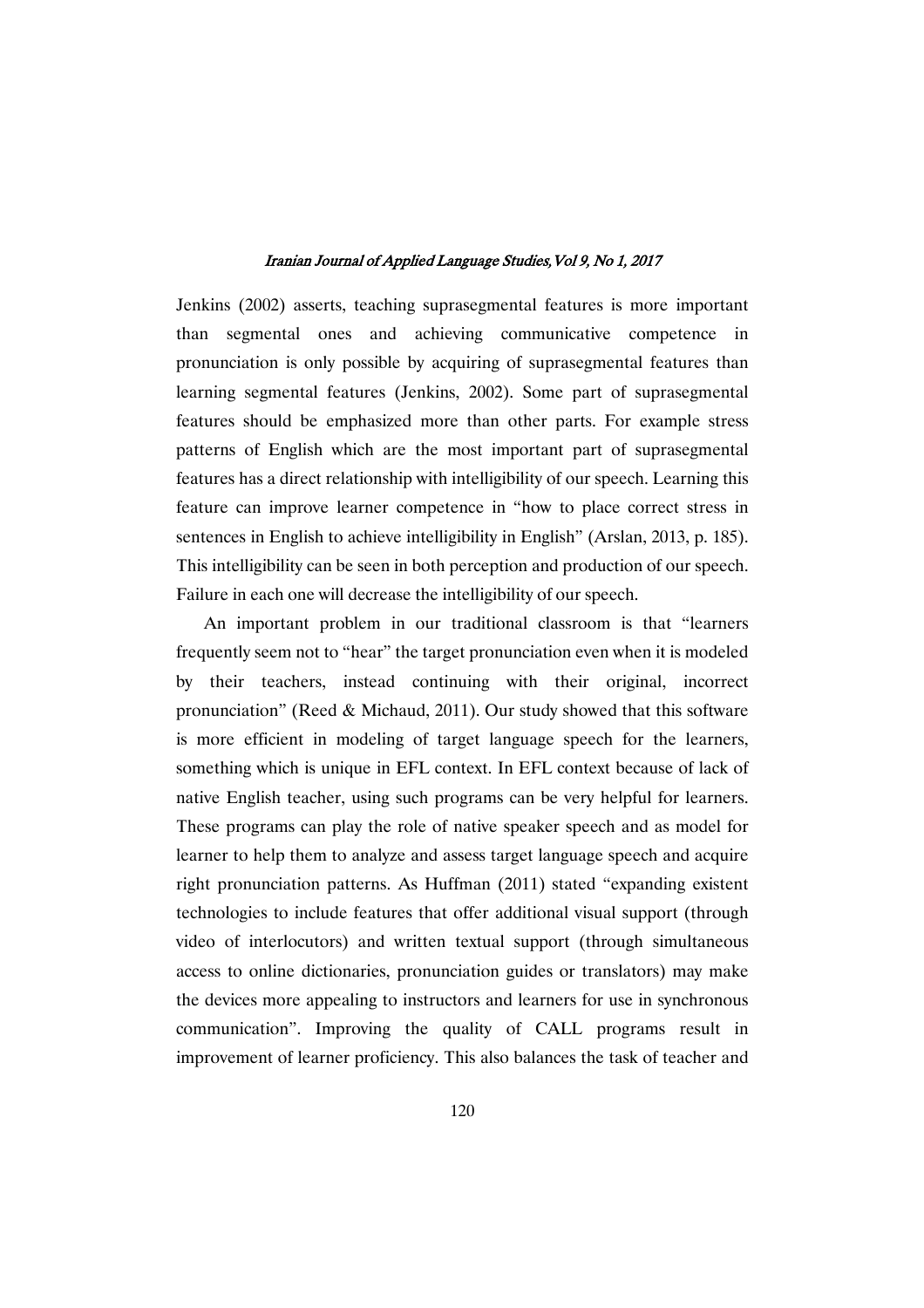Jenkins (2002) asserts, teaching suprasegmental features is more important than segmental ones and achieving communicative competence in pronunciation is only possible by acquiring of suprasegmental features than learning segmental features (Jenkins, 2002). Some part of suprasegmental features should be emphasized more than other parts. For example stress patterns of English which are the most important part of suprasegmental features has a direct relationship with intelligibility of our speech. Learning this feature can improve learner competence in "how to place correct stress in sentences in English to achieve intelligibility in English" (Arslan, 2013, p. 185). This intelligibility can be seen in both perception and production of our speech. Failure in each one will decrease the intelligibility of our speech.

An important problem in our traditional classroom is that "learners frequently seem not to "hear" the target pronunciation even when it is modeled by their teachers, instead continuing with their original, incorrect pronunciation" (Reed & Michaud, 2011). Our study showed that this software is more efficient in modeling of target language speech for the learners, something which is unique in EFL context. In EFL context because of lack of native English teacher, using such programs can be very helpful for learners. These programs can play the role of native speaker speech and as model for learner to help them to analyze and assess target language speech and acquire right pronunciation patterns. As Huffman (2011) stated "expanding existent technologies to include features that offer additional visual support (through video of interlocutors) and written textual support (through simultaneous access to online dictionaries, pronunciation guides or translators) may make the devices more appealing to instructors and learners for use in synchronous communication". Improving the quality of CALL programs result in improvement of learner proficiency. This also balances the task of teacher and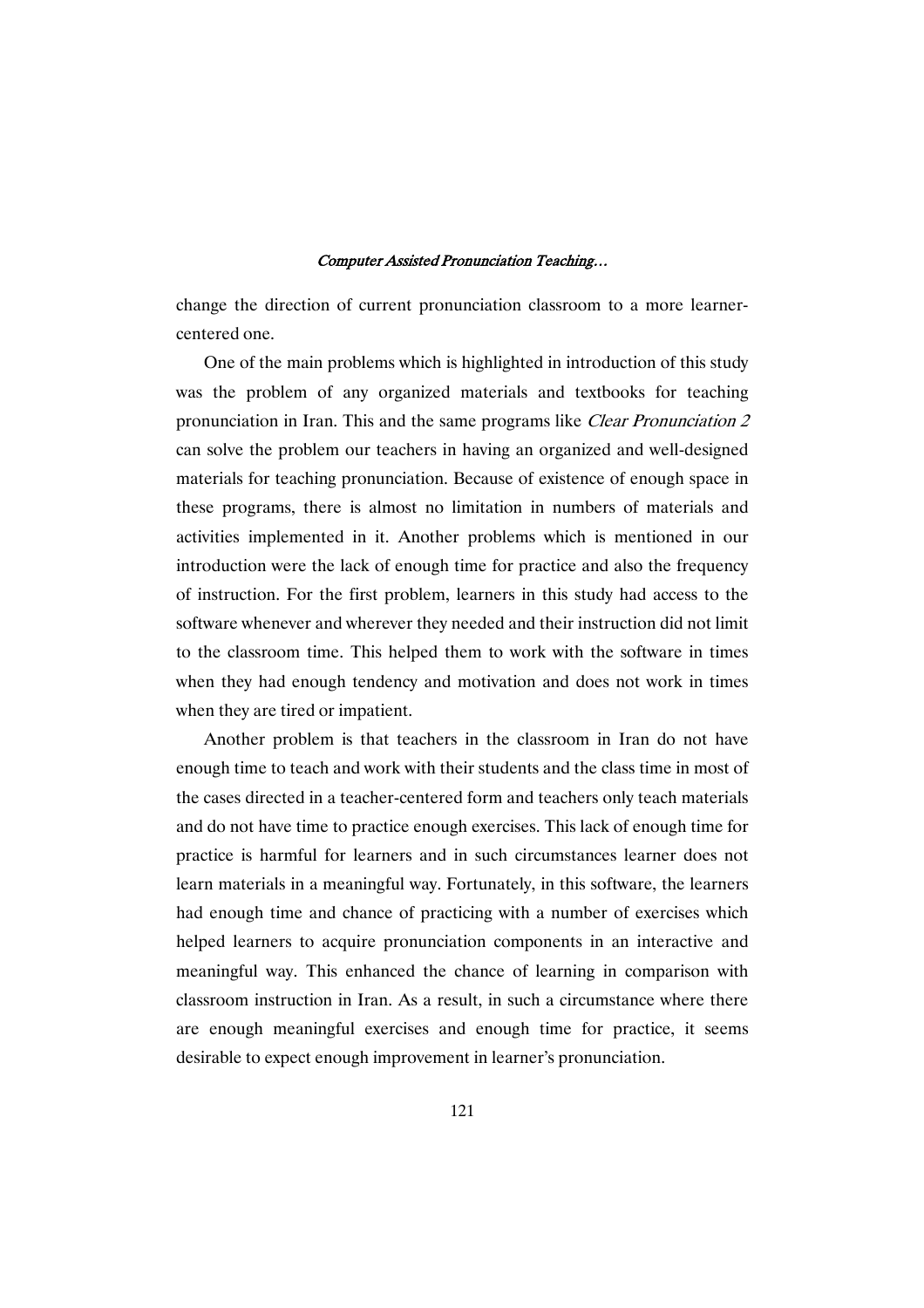change the direction of current pronunciation classroom to a more learner-centered one.

One of the main problems which is highlighted in introduction of this study was the problem of any organized materials and textbooks for teaching pronunciation in Iran. This and the same programs like *Clear Pronunciation 2* can solve the problem our teachers in having an organized and well-designed materials for teaching pronunciation. Because of existence of enough space in these programs, there is almost no limitation in numbers of materials and activities implemented in it. Another problems which is mentioned in our introduction were the lack of enough time for practice and also the frequency of instruction. For the first problem, learners in this study had access to the software whenever and wherever they needed and their instruction did not limit to the classroom time. This helped them to work with the software in times when they had enough tendency and motivation and does not work in times when they are tired or impatient.

Another problem is that teachers in the classroom in Iran do not have enough time to teach and work with their students and the class time in most of the cases directed in a teacher-centered form and teachers only teach materials and do not have time to practice enough exercises. This lack of enough time for practice is harmful for learners and in such circumstances learner does not learn materials in a meaningful way. Fortunately, in this software, the learners had enough time and chance of practicing with a number of exercises which helped learners to acquire pronunciation components in an interactive and meaningful way. This enhanced the chance of learning in comparison with classroom instruction in Iran. As a result, in such a circumstance where there are enough meaningful exercises and enough time for practice, it seems desirable to expect enough improvement in learner's pronunciation.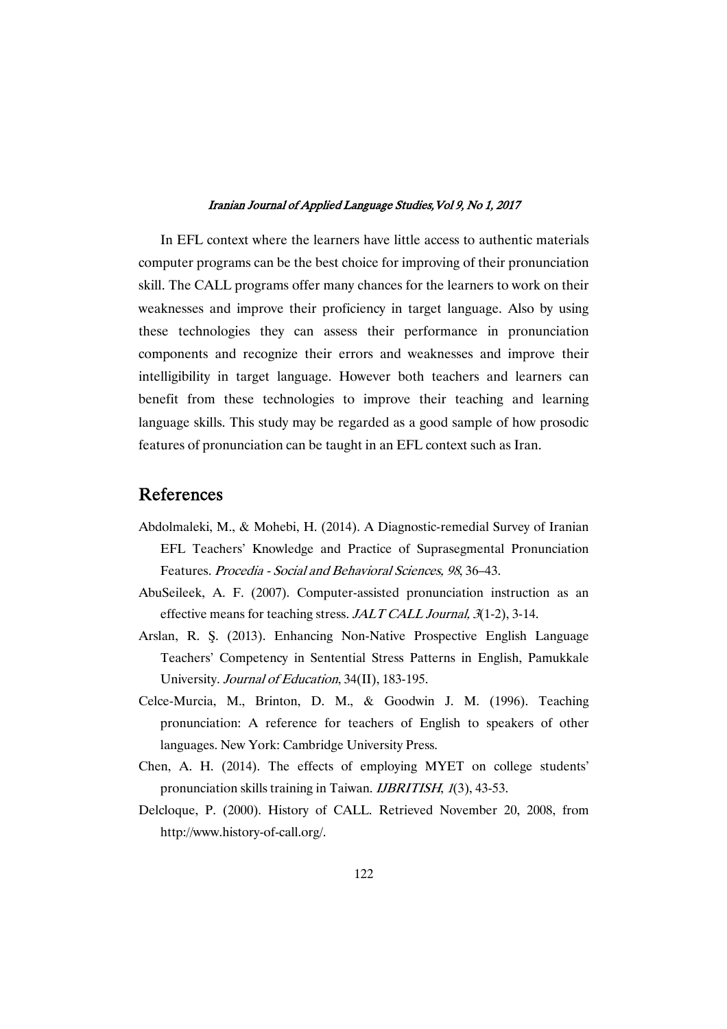In EFL context where the learners have little access to authentic materials computer programs can be the best choice for improving of their pronunciation skill. The CALL programs offer many chances for the learners to work on their weaknesses and improve their proficiency in target language. Also by using these technologies they can assess their performance in pronunciation components and recognize their errors and weaknesses and improve their intelligibility in target language. However both teachers and learners can benefit from these technologies to improve their teaching and learning language skills. This study may be regarded as a good sample of how prosodic features of pronunciation can be taught in an EFL context such as Iran.

## References

Abdolmaleki, M., & Mohebi, H. (2014). A Diagnostic-remedial Survey of Iranian EFL Teachers' Knowledge and Practice of Suprasegmental Pronunciation Features. *Procedia - Social and Behavioral Sciences, 98*, 36–43.

AbuSeileek, A. F. (2007). Computer-assisted pronunciation instruction as an effective means for teaching stress. *JALT CALL Journal, 3*(1-2), 3-14.

Arslan, R. Ş. (2013). Enhancing Non-Native Prospective English Language Teachers' Competency in Sentential Stress Patterns in English, Pamukkale University. *Journal of Education*, 34(II), 183-195.

Celce-Murcia, M., Brinton, D. M., & Goodwin J. M. (1996). Teaching pronunciation: A reference for teachers of English to speakers of other languages. New York: Cambridge University Press.

Chen, A. H. (2014). The effects of employing MYET on college students' pronunciation skills training in Taiwan. *IJBRITISH, 1*(3), 43-53.

Delcloque, P. (2000). History of CALL. Retrieved November 20, 2008, from http://www.history-of-call.org/.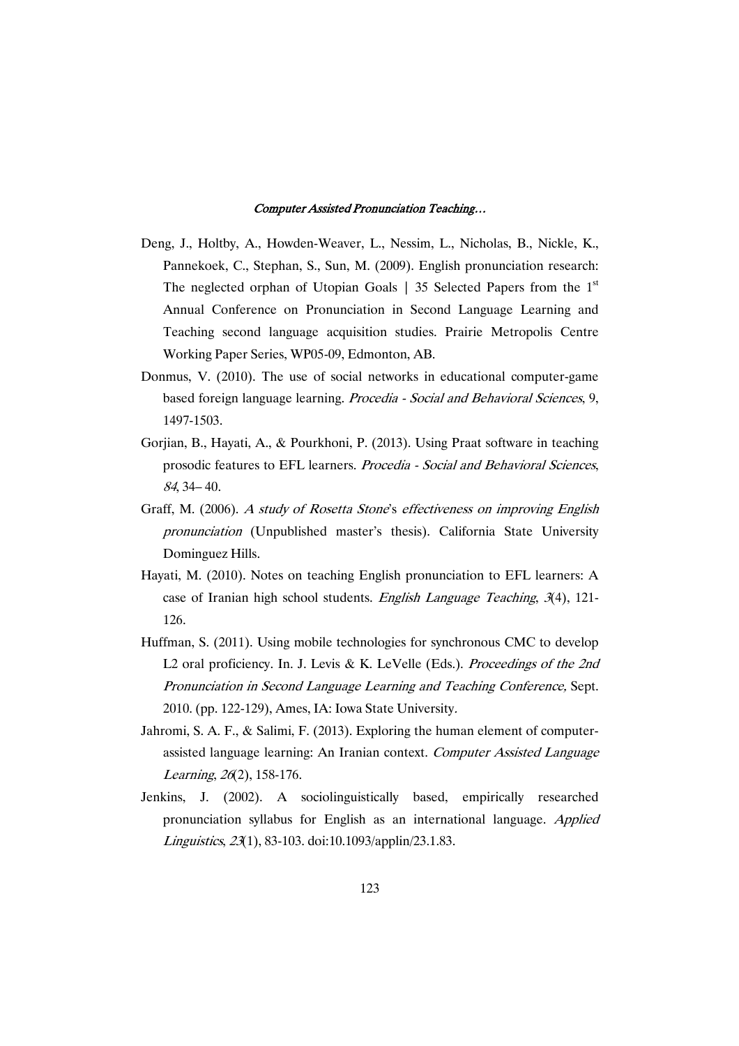Deng, J., Holtby, A., Howden-Weaver, L., Nessim, L., Nicholas, B., Nickle, K., Pannekoek, C., Stephan, S., Sun, M. (2009). English pronunciation research: The neglected orphan of Utopian Goals | 35 Selected Papers from the 1st Annual Conference on Pronunciation in Second Language Learning and Teaching second language acquisition studies. Prairie Metropolis Centre Working Paper Series, WP05-09, Edmonton, AB.

Donmus, V. (2010). The use of social networks in educational computer-game based foreign language learning. *Procedia - Social and Behavioral Sciences*, 9, 1497-1503.

Gorjian, B., Hayati, A., & Pourkhoni, P. (2013). Using Praat software in teaching prosodic features to EFL learners. *Procedia - Social and Behavioral Sciences*, *84*, 34– 40.

Graff, M. (2006). *A study of Rosetta Stone*'s *effectiveness on improving English pronunciation* (Unpublished master's thesis). California State University Dominguez Hills.

Hayati, M. (2010). Notes on teaching English pronunciation to EFL learners: A case of Iranian high school students. *English Language Teaching*, *3*(4), 121-126.

Huffman, S. (2011). Using mobile technologies for synchronous CMC to develop L2 oral proficiency. In. J. Levis & K. LeVelle (Eds.). *Proceedings of the 2nd Pronunciation in Second Language Learning and Teaching Conference,* Sept. 2010. (pp. 122-129), Ames, IA: Iowa State University.

Jahromi, S. A. F., & Salimi, F. (2013). Exploring the human element of computer-assisted language learning: An Iranian context. *Computer Assisted Language Learning*, *26*(2), 158-176.

Jenkins, J. (2002). A sociolinguistically based, empirically researched pronunciation syllabus for English as an international language. *Applied Linguistics*, *23*(1), 83-103. doi:10.1093/applin/23.1.83.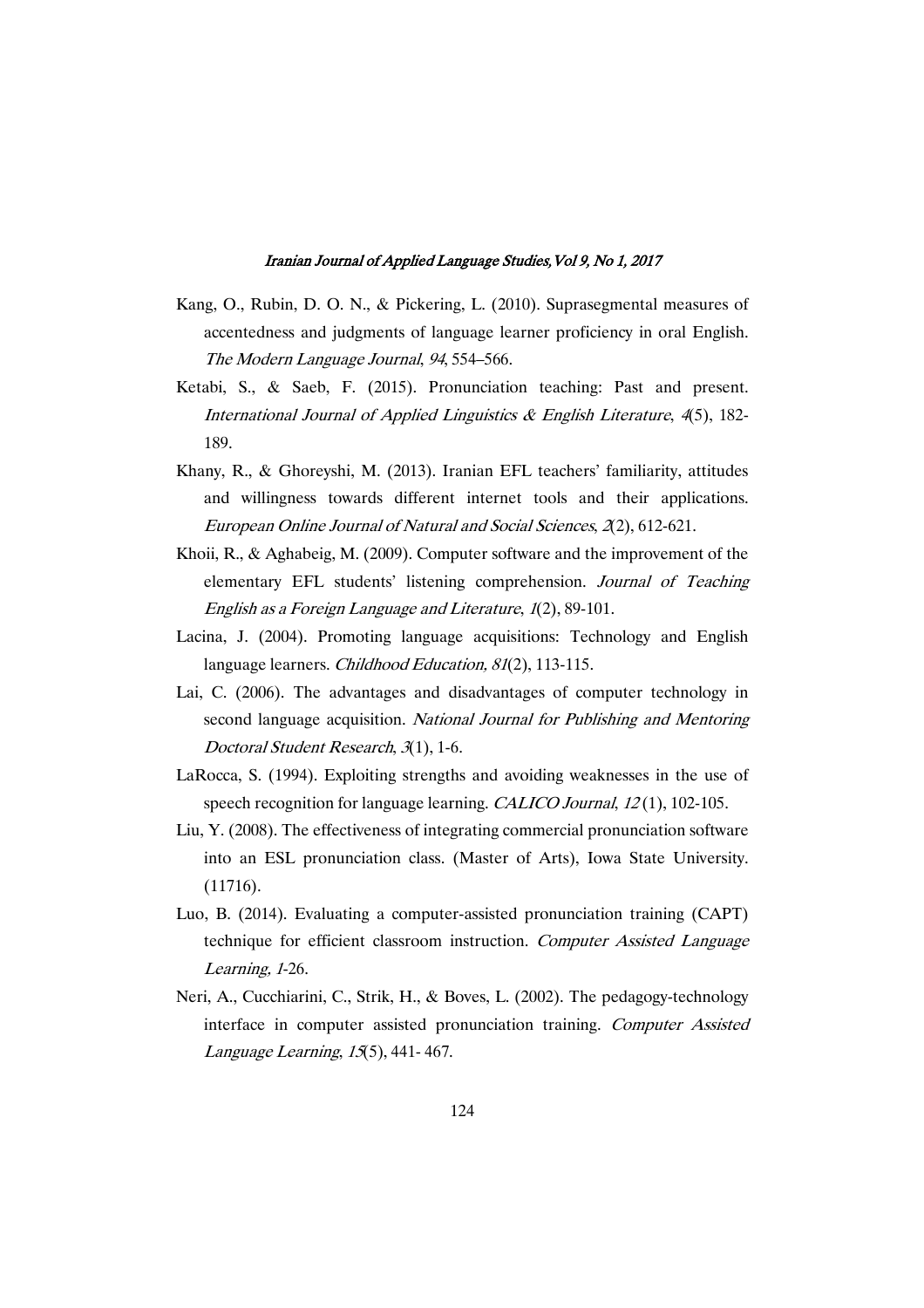Kang, O., Rubin, D. O. N., & Pickering, L. (2010). Suprasegmental measures of accentedness and judgments of language learner proficiency in oral English. *The Modern Language Journal*, *94*, 554–566.

Ketabi, S., & Saeb, F. (2015). Pronunciation teaching: Past and present. *International Journal of Applied Linguistics & English Literature*, *4*(5), 182-189.

Khany, R., & Ghoreyshi, M. (2013). Iranian EFL teachers' familiarity, attitudes and willingness towards different internet tools and their applications. *European Online Journal of Natural and Social Sciences*, *2*(2), 612-621.

Khoii, R., & Aghabeig, M. (2009). Computer software and the improvement of the elementary EFL students' listening comprehension. *Journal of Teaching English as a Foreign Language and Literature*, *1*(2), 89-101.

Lacina, J. (2004). Promoting language acquisitions: Technology and English language learners. *Childhood Education, 81*(2), 113-115.

Lai, C. (2006). The advantages and disadvantages of computer technology in second language acquisition. *National Journal for Publishing and Mentoring Doctoral Student Research*, *3*(1), 1-6.

LaRocca, S. (1994). Exploiting strengths and avoiding weaknesses in the use of speech recognition for language learning. *CALICO Journal*, *12* (1), 102-105.

Liu, Y. (2008). The effectiveness of integrating commercial pronunciation software into an ESL pronunciation class. (Master of Arts), Iowa State University. (11716).

Luo, B. (2014). Evaluating a computer-assisted pronunciation training (CAPT) technique for efficient classroom instruction. *Computer Assisted Language Learning, 1*-26.

Neri, A., Cucchiarini, C., Strik, H., & Boves, L. (2002). The pedagogy-technology interface in computer assisted pronunciation training. *Computer Assisted Language Learning*, *15*(5), 441- 467.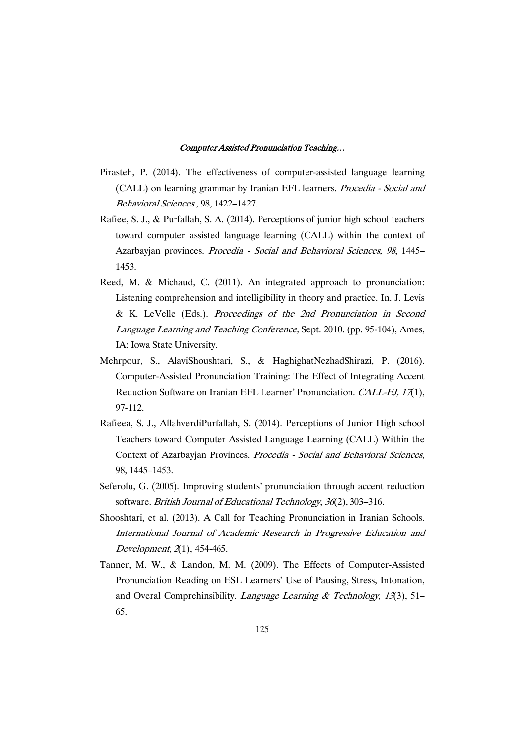Pirasteh, P. (2014). The effectiveness of computer-assisted language learning (CALL) on learning grammar by Iranian EFL learners. *Procedia - Social and Behavioral Sciences* , 98, 1422–1427.

Rafiee, S. J., & Purfallah, S. A. (2014). Perceptions of junior high school teachers toward computer assisted language learning (CALL) within the context of Azarbayjan provinces. *Procedia - Social and Behavioral Sciences, 98*, 1445–1453.

Reed, M. & Michaud, C. (2011). An integrated approach to pronunciation: Listening comprehension and intelligibility in theory and practice. In. J. Levis & K. LeVelle (Eds.). *Proceedings of the 2nd Pronunciation in Second Language Learning and Teaching Conference,* Sept. 2010. (pp. 95-104), Ames, IA: Iowa State University.

Mehrpour, S., AlaviShoushtari, S., & HaghighatNezhadShirazi, P. (2016). Computer-Assisted Pronunciation Training: The Effect of Integrating Accent Reduction Software on Iranian EFL Learner' Pronunciation. *CALL-EJ, 17*(1), 97-112.

Rafieea, S. J., AllahverdiPurfallah, S. (2014). Perceptions of Junior High school Teachers toward Computer Assisted Language Learning (CALL) Within the Context of Azarbayjan Provinces. *Procedia - Social and Behavioral Sciences,* 98, 1445–1453.

Seferolu, G. (2005). Improving students' pronunciation through accent reduction software. *British Journal of Educational Technology*, *36*(2), 303–316.

Shooshtari, et al. (2013). A Call for Teaching Pronunciation in Iranian Schools. *International Journal of Academic Research in Progressive Education and Development*, *2*(1), 454-465.

Tanner, M. W., & Landon, M. M. (2009). The Effects of Computer-Assisted Pronunciation Reading on ESL Learners' Use of Pausing, Stress, Intonation, and Overal Comprehinsibility. *Language Learning & Technology*, *13*(3), 51–65.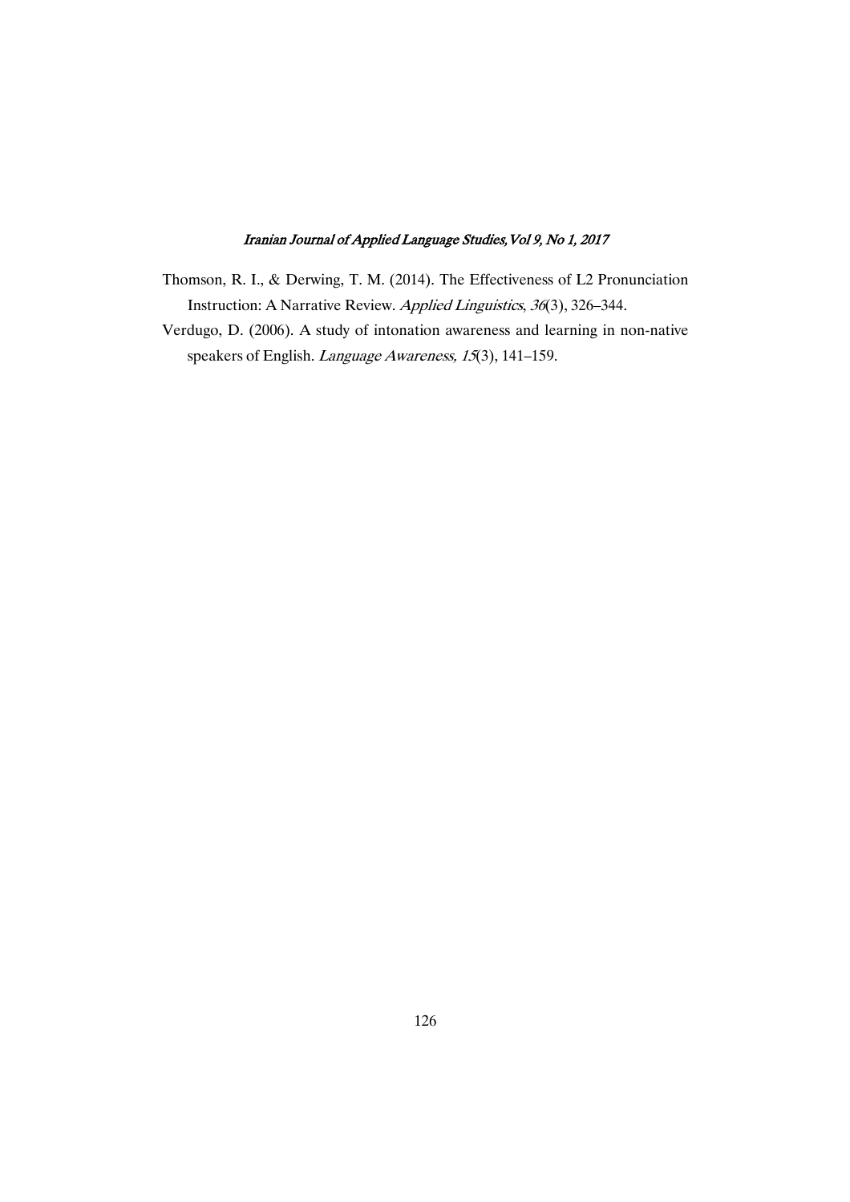Thomson, R. I., & Derwing, T. M. (2014). The Effectiveness of L2 Pronunciation Instruction: A Narrative Review. *Applied Linguistics*, *36*(3), 326–344.

Verdugo, D. (2006). A study of intonation awareness and learning in non-native speakers of English. *Language Awareness, 15*(3), 141–159.